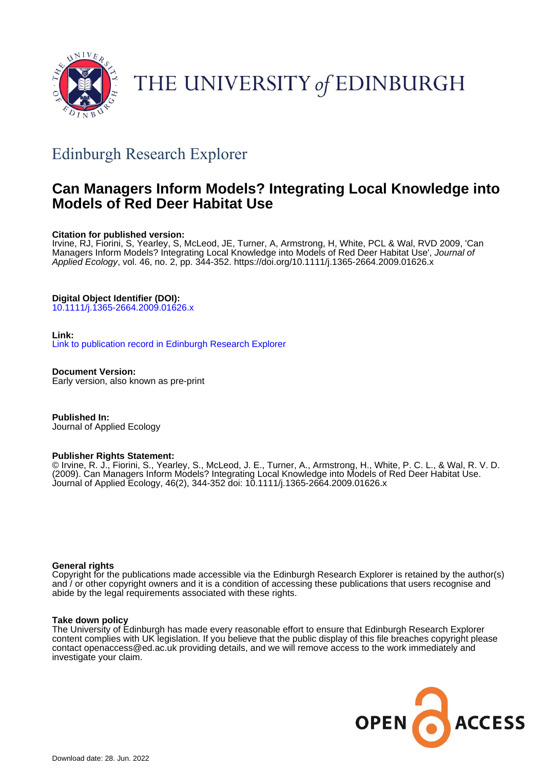THE UNIVERSITY of EDINBURGH

## Edinburgh Research Explorer

# Can Managers Inform Models? Integrating Local Knowledge into Models of Red Deer Habitat Use

**Citation for published version:**
Irvine, RJ, Fiorini, S, Yearley, S, McLeod, JE, Turner, A, Armstrong, H, White, PCL & Wal, RVD 2009, 'Can Managers Inform Models? Integrating Local Knowledge into Models of Red Deer Habitat Use', *Journal of Applied Ecology*, vol. 46, no. 2, pp. 344-352. https://doi.org/10.1111/j.1365-2664.2009.01626.x

**Digital Object Identifier (DOI):**
10.1111/j.1365-2664.2009.01626.x

**Link:**
Link to publication record in Edinburgh Research Explorer

**Document Version:**
Early version, also known as pre-print

**Published In:**
Journal of Applied Ecology

**Publisher Rights Statement:**
© Irvine, R. J., Fiorini, S., Yearley, S., McLeod, J. E., Turner, A., Armstrong, H., White, P. C. L., & Wal, R. V. D. (2009). Can Managers Inform Models? Integrating Local Knowledge into Models of Red Deer Habitat Use. Journal of Applied Ecology, 46(2), 344-352 doi: 10.1111/j.1365-2664.2009.01626.x

**General rights**
Copyright for the publications made accessible via the Edinburgh Research Explorer is retained by the author(s) and / or other copyright owners and it is a condition of accessing these publications that users recognise and abide by the legal requirements associated with these rights.

**Take down policy**
The University of Edinburgh has made every reasonable effort to ensure that Edinburgh Research Explorer content complies with UK legislation. If you believe that the public display of this file breaches copyright please contact openaccess@ed.ac.uk providing details, and we will remove access to the work immediately and investigate your claim.

OPEN ACCESS

Download date: 28. Jun. 2022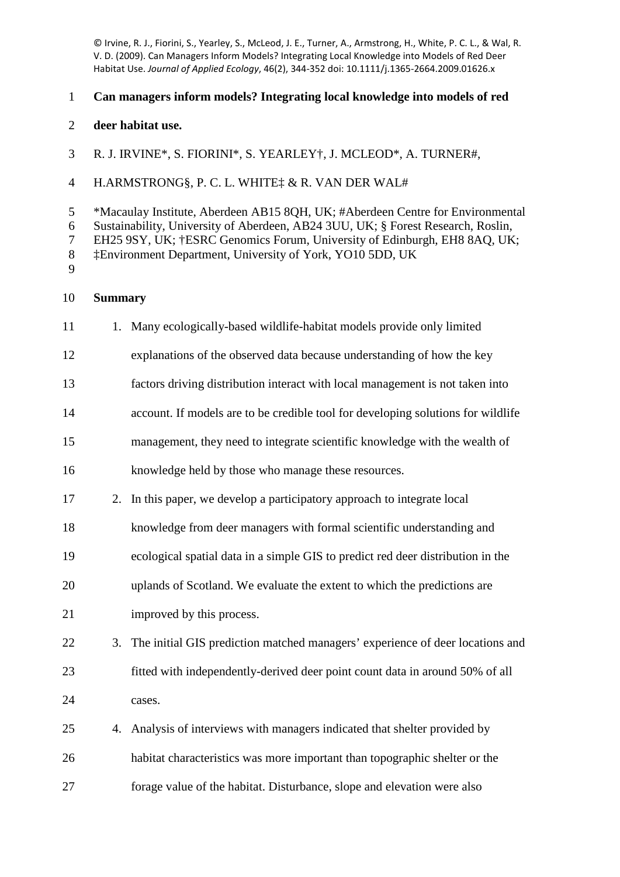© Irvine, R. J., Fiorini, S., Yearley, S., McLeod, J. E., Turner, A., Armstrong, H., White, P. C. L., & Wal, R. V. D. (2009). Can Managers Inform Models? Integrating Local Knowledge into Models of Red Deer Habitat Use. *Journal of Applied Ecology*, 46(2), 344-352 doi: 10.1111/j.1365-2664.2009.01626.x

# Can managers inform models? Integrating local knowledge into models of red deer habitat use.

R. J. IRVINE*, S. FIORINI*, S. YEARLEY†, J. MCLEOD*, A. TURNER#, H.ARMSTRONG§, P. C. L. WHITE‡ & R. VAN DER WAL#

*Macaulay Institute, Aberdeen AB15 8QH, UK; #Aberdeen Centre for Environmental Sustainability, University of Aberdeen, AB24 3UU, UK; § Forest Research, Roslin, EH25 9SY, UK; †ESRC Genomics Forum, University of Edinburgh, EH8 8AQ, UK; ‡Environment Department, University of York, YO10 5DD, UK

## Summary

1. Many ecologically-based wildlife-habitat models provide only limited explanations of the observed data because understanding of how the key factors driving distribution interact with local management is not taken into account. If models are to be credible tool for developing solutions for wildlife management, they need to integrate scientific knowledge with the wealth of knowledge held by those who manage these resources.
2. In this paper, we develop a participatory approach to integrate local knowledge from deer managers with formal scientific understanding and ecological spatial data in a simple GIS to predict red deer distribution in the uplands of Scotland. We evaluate the extent to which the predictions are improved by this process.
3. The initial GIS prediction matched managers' experience of deer locations and fitted with independently-derived deer point count data in around 50% of all cases.
4. Analysis of interviews with managers indicated that shelter provided by habitat characteristics was more important than topographic shelter or the forage value of the habitat. Disturbance, slope and elevation were also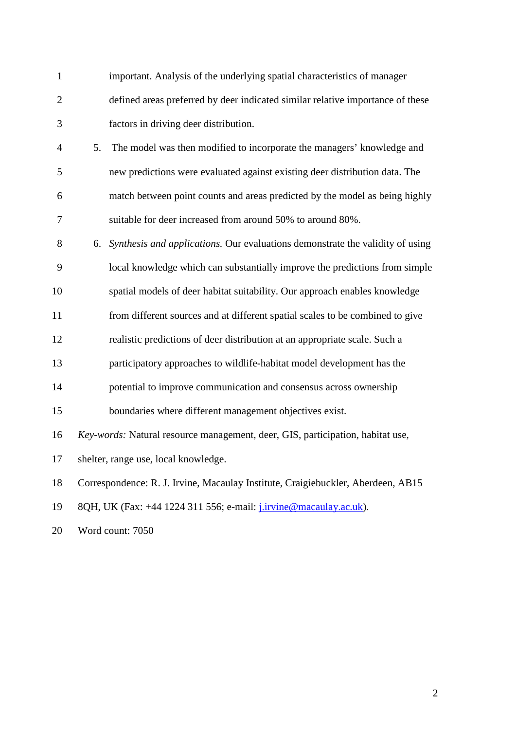important. Analysis of the underlying spatial characteristics of manager defined areas preferred by deer indicated similar relative importance of these factors in driving deer distribution.

5. The model was then modified to incorporate the managers' knowledge and new predictions were evaluated against existing deer distribution data. The match between point counts and areas predicted by the model as being highly suitable for deer increased from around 50% to around 80%.
6. *Synthesis and applications.* Our evaluations demonstrate the validity of using local knowledge which can substantially improve the predictions from simple spatial models of deer habitat suitability. Our approach enables knowledge from different sources and at different spatial scales to be combined to give realistic predictions of deer distribution at an appropriate scale. Such a participatory approaches to wildlife-habitat model development has the potential to improve communication and consensus across ownership boundaries where different management objectives exist.

*Key-words:* Natural resource management, deer, GIS, participation, habitat use, shelter, range use, local knowledge.

Correspondence: R. J. Irvine, Macaulay Institute, Craigiebuckler, Aberdeen, AB15 8QH, UK (Fax: +44 1224 311 556; e-mail: j.irvine@macaulay.ac.uk).

Word count: 7050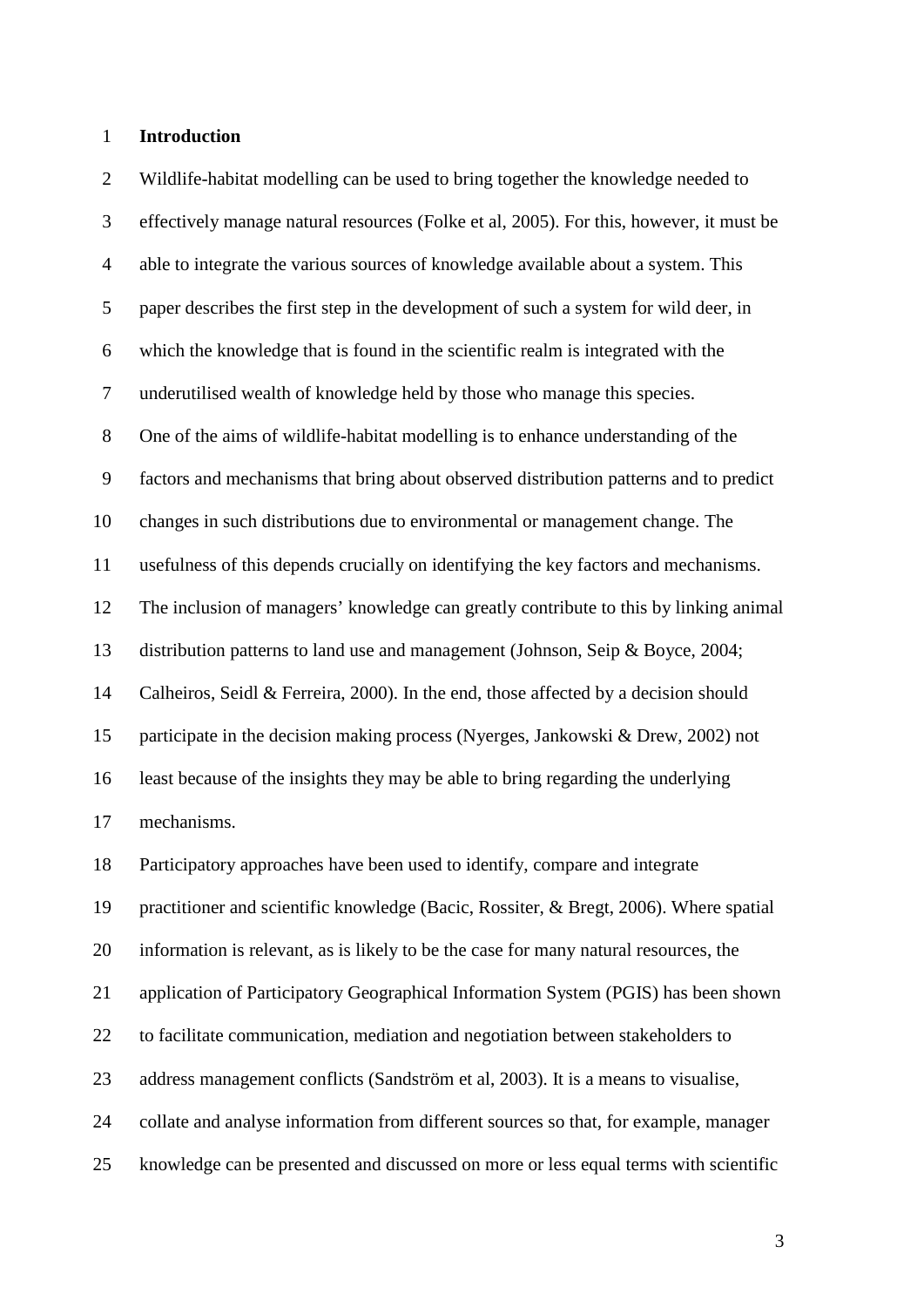# Introduction

Wildlife-habitat modelling can be used to bring together the knowledge needed to effectively manage natural resources (Folke et al, 2005). For this, however, it must be able to integrate the various sources of knowledge available about a system. This paper describes the first step in the development of such a system for wild deer, in which the knowledge that is found in the scientific realm is integrated with the underutilised wealth of knowledge held by those who manage this species.

One of the aims of wildlife-habitat modelling is to enhance understanding of the factors and mechanisms that bring about observed distribution patterns and to predict changes in such distributions due to environmental or management change. The usefulness of this depends crucially on identifying the key factors and mechanisms. The inclusion of managers' knowledge can greatly contribute to this by linking animal distribution patterns to land use and management (Johnson, Seip & Boyce, 2004; Calheiros, Seidl & Ferreira, 2000). In the end, those affected by a decision should participate in the decision making process (Nyerges, Jankowski & Drew, 2002) not least because of the insights they may be able to bring regarding the underlying mechanisms.

Participatory approaches have been used to identify, compare and integrate practitioner and scientific knowledge (Bacic, Rossiter, & Bregt, 2006). Where spatial information is relevant, as is likely to be the case for many natural resources, the application of Participatory Geographical Information System (PGIS) has been shown to facilitate communication, mediation and negotiation between stakeholders to address management conflicts (Sandström et al, 2003). It is a means to visualise, collate and analyse information from different sources so that, for example, manager knowledge can be presented and discussed on more or less equal terms with scientific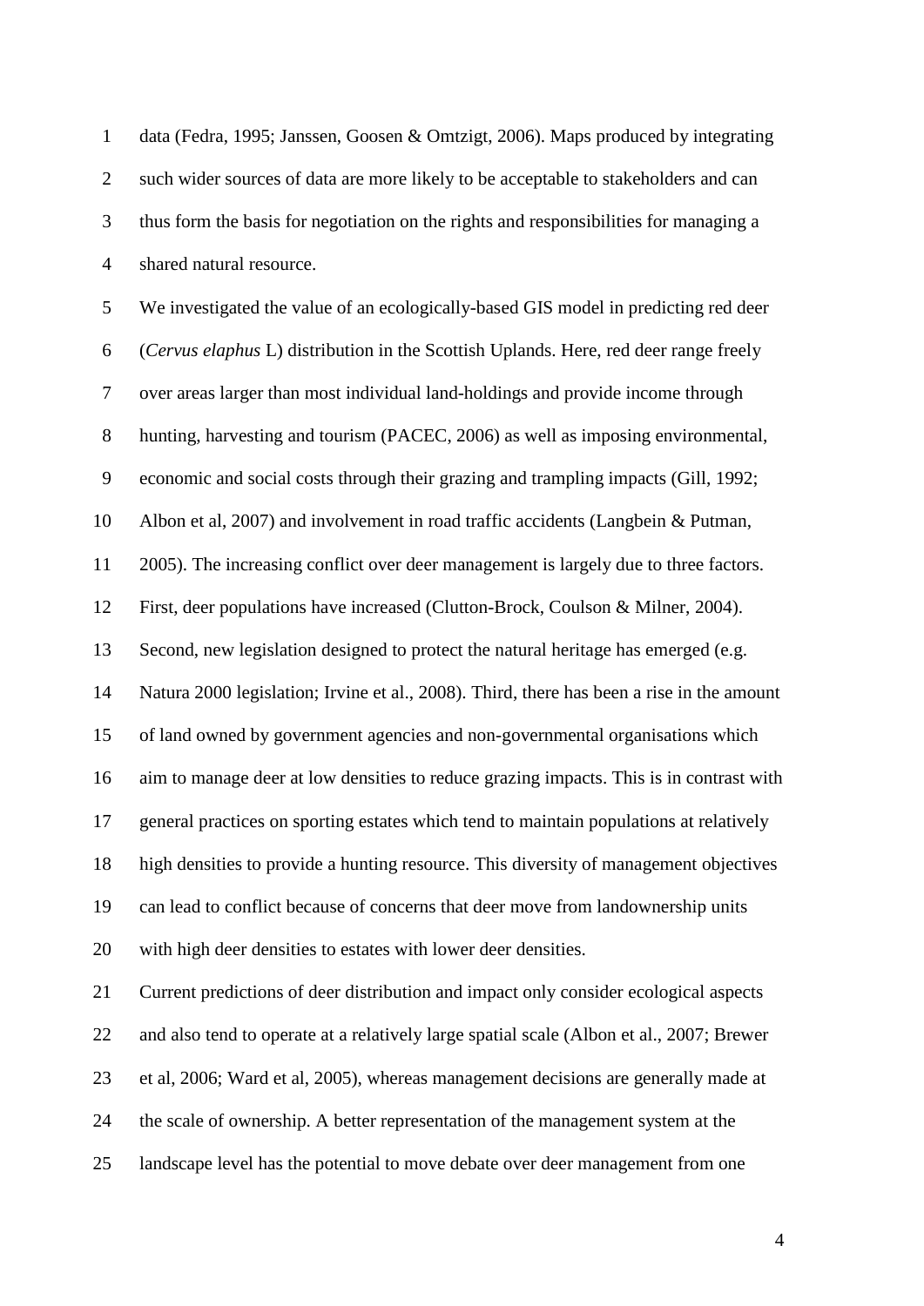data (Fedra, 1995; Janssen, Goosen & Omtzigt, 2006). Maps produced by integrating such wider sources of data are more likely to be acceptable to stakeholders and can thus form the basis for negotiation on the rights and responsibilities for managing a shared natural resource.

We investigated the value of an ecologically-based GIS model in predicting red deer (*Cervus elaphus* L) distribution in the Scottish Uplands. Here, red deer range freely over areas larger than most individual land-holdings and provide income through hunting, harvesting and tourism (PACEC, 2006) as well as imposing environmental, economic and social costs through their grazing and trampling impacts (Gill, 1992; Albon et al, 2007) and involvement in road traffic accidents (Langbein & Putman, 2005). The increasing conflict over deer management is largely due to three factors. First, deer populations have increased (Clutton-Brock, Coulson & Milner, 2004). Second, new legislation designed to protect the natural heritage has emerged (e.g. Natura 2000 legislation; Irvine et al., 2008). Third, there has been a rise in the amount of land owned by government agencies and non-governmental organisations which aim to manage deer at low densities to reduce grazing impacts. This is in contrast with general practices on sporting estates which tend to maintain populations at relatively high densities to provide a hunting resource. This diversity of management objectives can lead to conflict because of concerns that deer move from landownership units with high deer densities to estates with lower deer densities.

Current predictions of deer distribution and impact only consider ecological aspects and also tend to operate at a relatively large spatial scale (Albon et al., 2007; Brewer et al, 2006; Ward et al, 2005), whereas management decisions are generally made at the scale of ownership. A better representation of the management system at the landscape level has the potential to move debate over deer management from one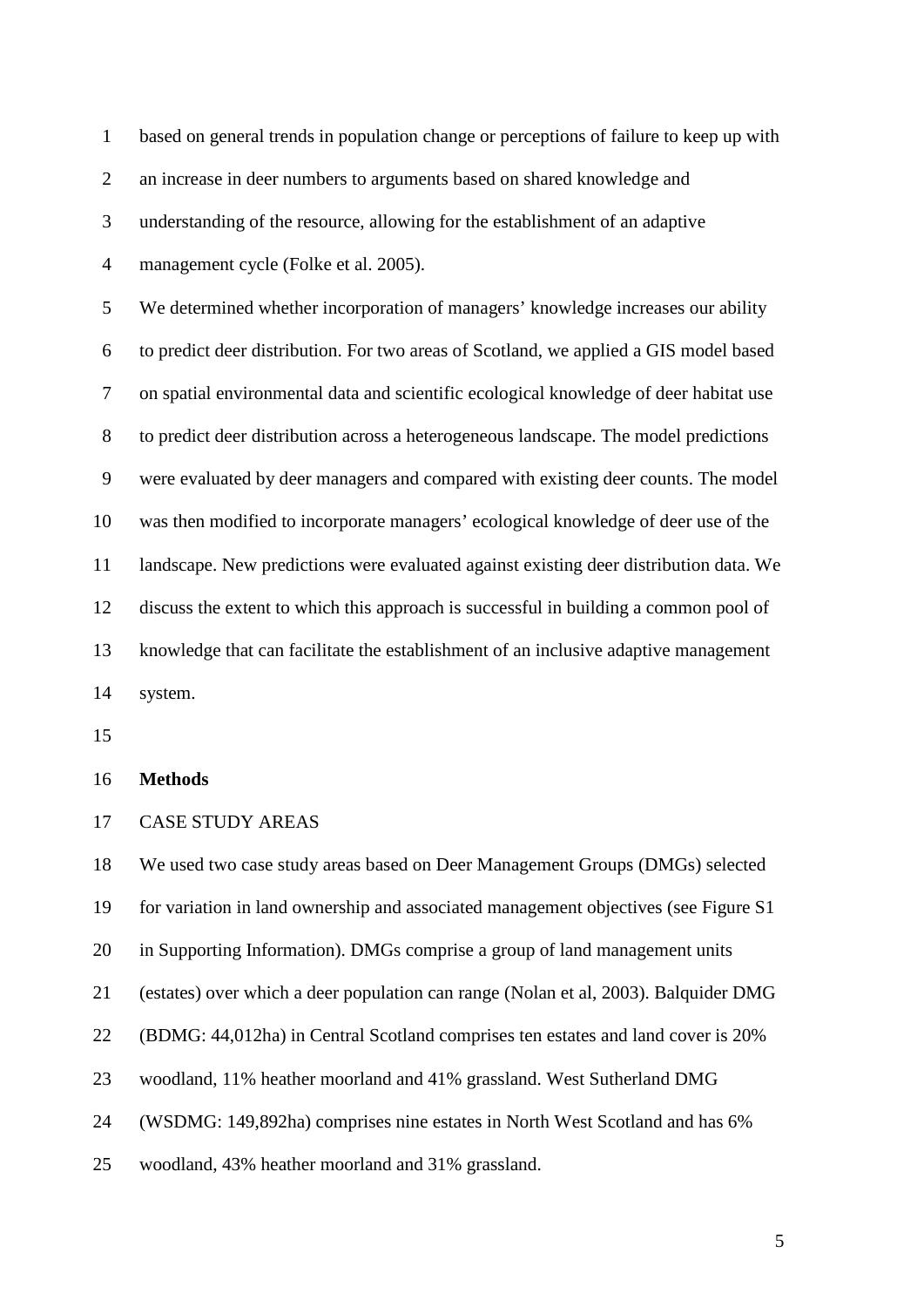based on general trends in population change or perceptions of failure to keep up with an increase in deer numbers to arguments based on shared knowledge and understanding of the resource, allowing for the establishment of an adaptive management cycle (Folke et al. 2005).

We determined whether incorporation of managers' knowledge increases our ability to predict deer distribution. For two areas of Scotland, we applied a GIS model based on spatial environmental data and scientific ecological knowledge of deer habitat use to predict deer distribution across a heterogeneous landscape. The model predictions were evaluated by deer managers and compared with existing deer counts. The model was then modified to incorporate managers' ecological knowledge of deer use of the landscape. New predictions were evaluated against existing deer distribution data. We discuss the extent to which this approach is successful in building a common pool of knowledge that can facilitate the establishment of an inclusive adaptive management system.

## Methods

### CASE STUDY AREAS

We used two case study areas based on Deer Management Groups (DMGs) selected for variation in land ownership and associated management objectives (see Figure S1 in Supporting Information). DMGs comprise a group of land management units (estates) over which a deer population can range (Nolan et al, 2003). Balquider DMG (BDMG: 44,012ha) in Central Scotland comprises ten estates and land cover is 20% woodland, 11% heather moorland and 41% grassland. West Sutherland DMG (WSDMG: 149,892ha) comprises nine estates in North West Scotland and has 6% woodland, 43% heather moorland and 31% grassland.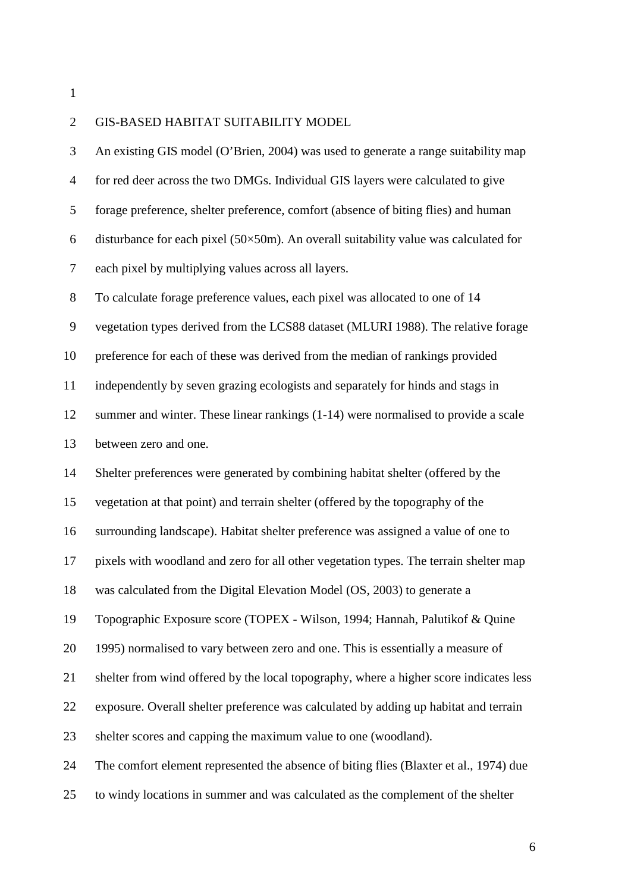## GIS-BASED HABITAT SUITABILITY MODEL

An existing GIS model (O'Brien, 2004) was used to generate a range suitability map for red deer across the two DMGs. Individual GIS layers were calculated to give forage preference, shelter preference, comfort (absence of biting flies) and human disturbance for each pixel (50×50m). An overall suitability value was calculated for each pixel by multiplying values across all layers.

To calculate forage preference values, each pixel was allocated to one of 14 vegetation types derived from the LCS88 dataset (MLURI 1988). The relative forage preference for each of these was derived from the median of rankings provided independently by seven grazing ecologists and separately for hinds and stags in summer and winter. These linear rankings (1-14) were normalised to provide a scale between zero and one.

Shelter preferences were generated by combining habitat shelter (offered by the vegetation at that point) and terrain shelter (offered by the topography of the surrounding landscape). Habitat shelter preference was assigned a value of one to pixels with woodland and zero for all other vegetation types. The terrain shelter map was calculated from the Digital Elevation Model (OS, 2003) to generate a Topographic Exposure score (TOPEX - Wilson, 1994; Hannah, Palutikof & Quine 1995) normalised to vary between zero and one. This is essentially a measure of shelter from wind offered by the local topography, where a higher score indicates less exposure. Overall shelter preference was calculated by adding up habitat and terrain shelter scores and capping the maximum value to one (woodland).

The comfort element represented the absence of biting flies (Blaxter et al., 1974) due to windy locations in summer and was calculated as the complement of the shelter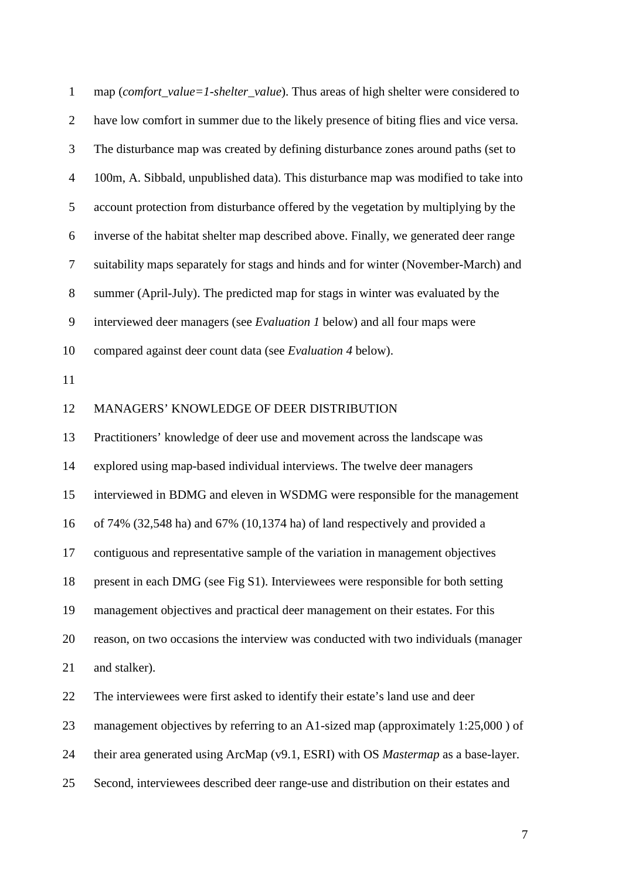map (*comfort_value=1-shelter_value*). Thus areas of high shelter were considered to have low comfort in summer due to the likely presence of biting flies and vice versa. The disturbance map was created by defining disturbance zones around paths (set to 100m, A. Sibbald, unpublished data). This disturbance map was modified to take into account protection from disturbance offered by the vegetation by multiplying by the inverse of the habitat shelter map described above. Finally, we generated deer range suitability maps separately for stags and hinds and for winter (November-March) and summer (April-July). The predicted map for stags in winter was evaluated by the interviewed deer managers (see *Evaluation 1* below) and all four maps were compared against deer count data (see *Evaluation 4* below).

## MANAGERS' KNOWLEDGE OF DEER DISTRIBUTION

Practitioners' knowledge of deer use and movement across the landscape was explored using map-based individual interviews. The twelve deer managers interviewed in BDMG and eleven in WSDMG were responsible for the management of 74% (32,548 ha) and 67% (10,1374 ha) of land respectively and provided a contiguous and representative sample of the variation in management objectives present in each DMG (see Fig S1). Interviewees were responsible for both setting management objectives and practical deer management on their estates. For this reason, on two occasions the interview was conducted with two individuals (manager and stalker).

The interviewees were first asked to identify their estate's land use and deer management objectives by referring to an A1-sized map (approximately 1:25,000 ) of their area generated using ArcMap (v9.1, ESRI) with OS *Mastermap* as a base-layer. Second, interviewees described deer range-use and distribution on their estates and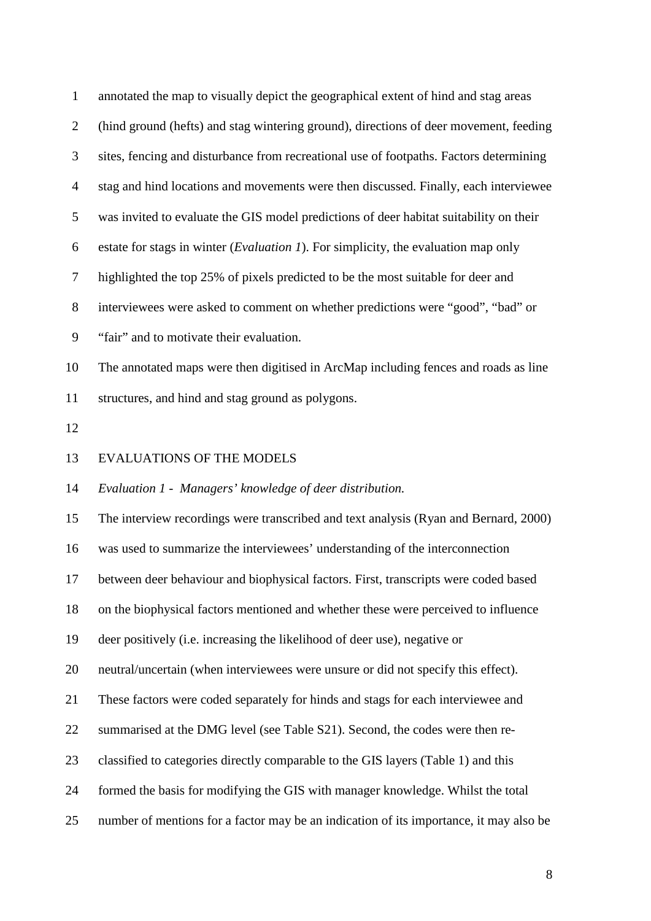annotated the map to visually depict the geographical extent of hind and stag areas (hind ground (hefts) and stag wintering ground), directions of deer movement, feeding sites, fencing and disturbance from recreational use of footpaths. Factors determining stag and hind locations and movements were then discussed. Finally, each interviewee was invited to evaluate the GIS model predictions of deer habitat suitability on their estate for stags in winter (*Evaluation 1*). For simplicity, the evaluation map only highlighted the top 25% of pixels predicted to be the most suitable for deer and interviewees were asked to comment on whether predictions were "good", "bad" or "fair" and to motivate their evaluation.

The annotated maps were then digitised in ArcMap including fences and roads as line structures, and hind and stag ground as polygons.

## EVALUATIONS OF THE MODELS

### *Evaluation 1 - Managers' knowledge of deer distribution.*

The interview recordings were transcribed and text analysis (Ryan and Bernard, 2000) was used to summarize the interviewees' understanding of the interconnection between deer behaviour and biophysical factors. First, transcripts were coded based on the biophysical factors mentioned and whether these were perceived to influence deer positively (i.e. increasing the likelihood of deer use), negative or neutral/uncertain (when interviewees were unsure or did not specify this effect). These factors were coded separately for hinds and stags for each interviewee and summarised at the DMG level (see Table S21). Second, the codes were then re-classified to categories directly comparable to the GIS layers (Table 1) and this formed the basis for modifying the GIS with manager knowledge. Whilst the total number of mentions for a factor may be an indication of its importance, it may also be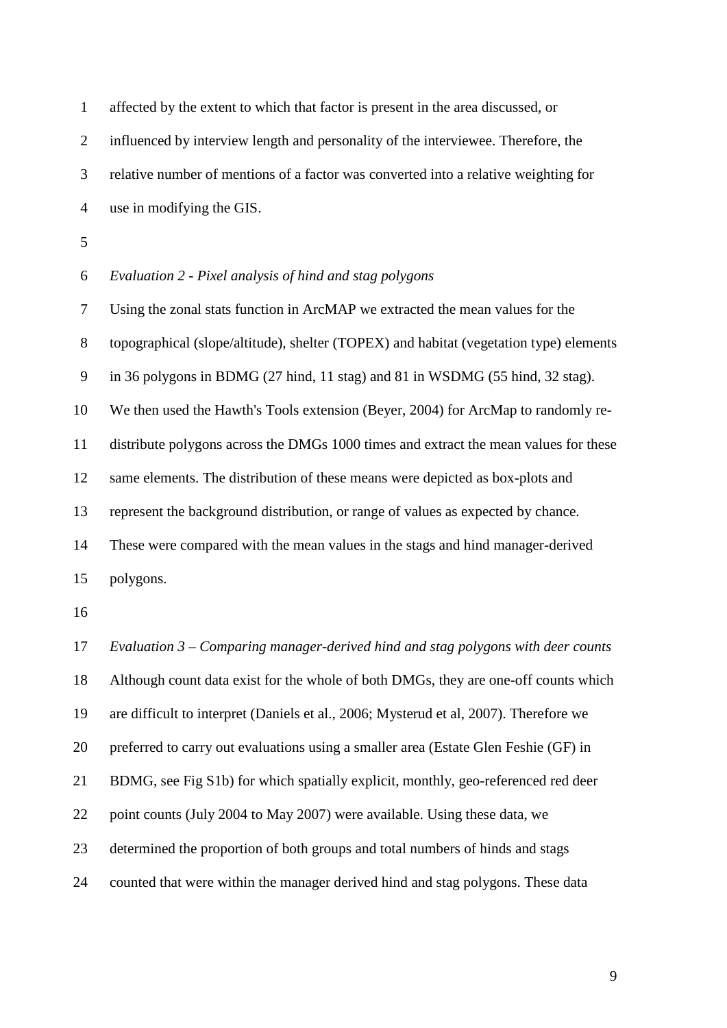affected by the extent to which that factor is present in the area discussed, or influenced by interview length and personality of the interviewee. Therefore, the relative number of mentions of a factor was converted into a relative weighting for use in modifying the GIS.

*Evaluation 2 - Pixel analysis of hind and stag polygons*

Using the zonal stats function in ArcMAP we extracted the mean values for the topographical (slope/altitude), shelter (TOPEX) and habitat (vegetation type) elements in 36 polygons in BDMG (27 hind, 11 stag) and 81 in WSDMG (55 hind, 32 stag). We then used the Hawth's Tools extension (Beyer, 2004) for ArcMap to randomly re-distribute polygons across the DMGs 1000 times and extract the mean values for these same elements. The distribution of these means were depicted as box-plots and represent the background distribution, or range of values as expected by chance. These were compared with the mean values in the stags and hind manager-derived polygons.

*Evaluation 3 – Comparing manager-derived hind and stag polygons with deer counts*

Although count data exist for the whole of both DMGs, they are one-off counts which are difficult to interpret (Daniels et al., 2006; Mysterud et al, 2007). Therefore we preferred to carry out evaluations using a smaller area (Estate Glen Feshie (GF) in BDMG, see Fig S1b) for which spatially explicit, monthly, geo-referenced red deer point counts (July 2004 to May 2007) were available. Using these data, we determined the proportion of both groups and total numbers of hinds and stags counted that were within the manager derived hind and stag polygons. These data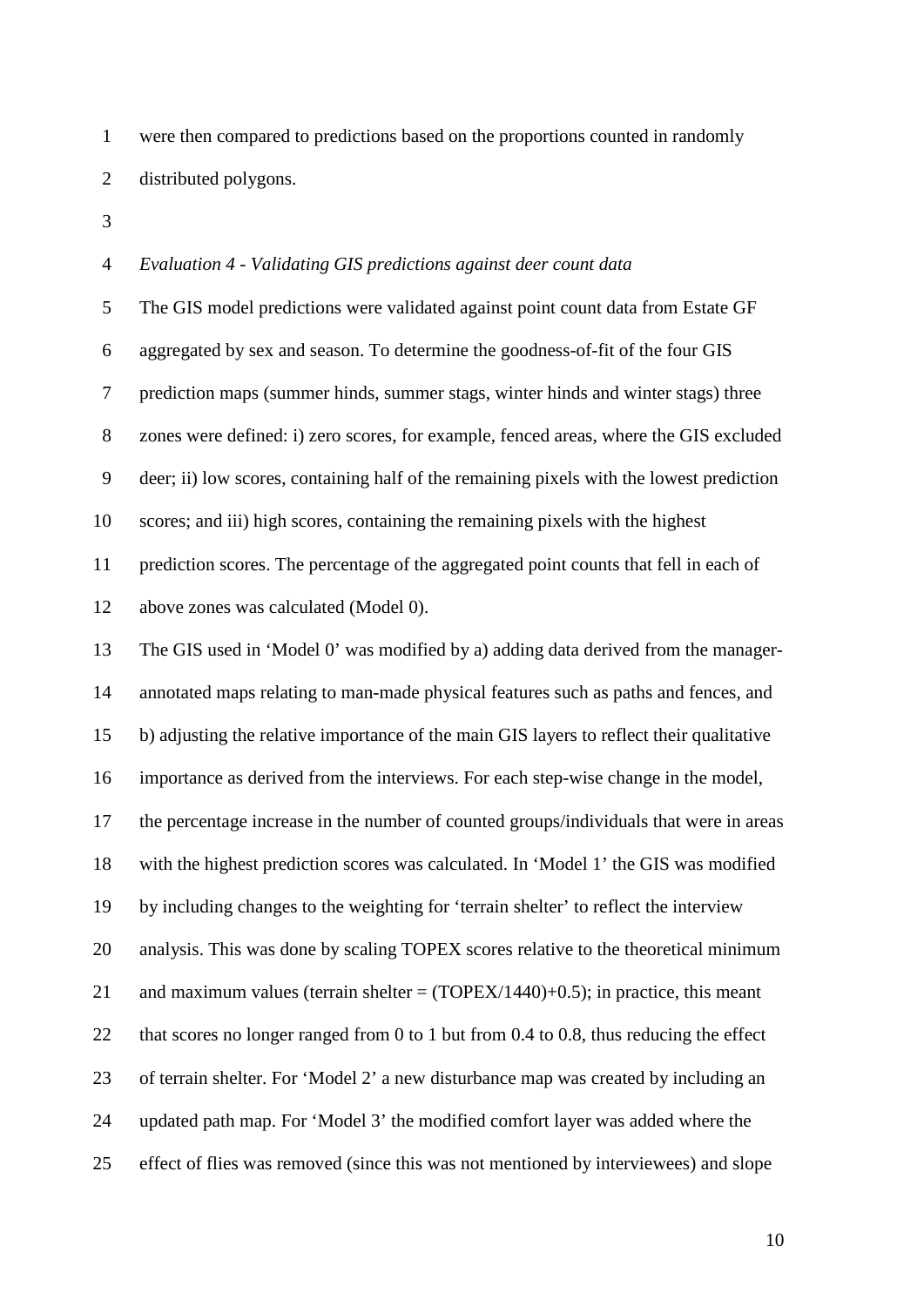were then compared to predictions based on the proportions counted in randomly distributed polygons.

*Evaluation 4 - Validating GIS predictions against deer count data*

The GIS model predictions were validated against point count data from Estate GF aggregated by sex and season. To determine the goodness-of-fit of the four GIS prediction maps (summer hinds, summer stags, winter hinds and winter stags) three zones were defined: i) zero scores, for example, fenced areas, where the GIS excluded deer; ii) low scores, containing half of the remaining pixels with the lowest prediction scores; and iii) high scores, containing the remaining pixels with the highest prediction scores. The percentage of the aggregated point counts that fell in each of above zones was calculated (Model 0).

The GIS used in 'Model 0' was modified by a) adding data derived from the manager-annotated maps relating to man-made physical features such as paths and fences, and b) adjusting the relative importance of the main GIS layers to reflect their qualitative importance as derived from the interviews. For each step-wise change in the model, the percentage increase in the number of counted groups/individuals that were in areas with the highest prediction scores was calculated. In 'Model 1' the GIS was modified by including changes to the weighting for 'terrain shelter' to reflect the interview analysis. This was done by scaling TOPEX scores relative to the theoretical minimum and maximum values (terrain shelter = (TOPEX/1440)+0.5); in practice, this meant that scores no longer ranged from 0 to 1 but from 0.4 to 0.8, thus reducing the effect of terrain shelter. For 'Model 2' a new disturbance map was created by including an updated path map. For 'Model 3' the modified comfort layer was added where the effect of flies was removed (since this was not mentioned by interviewees) and slope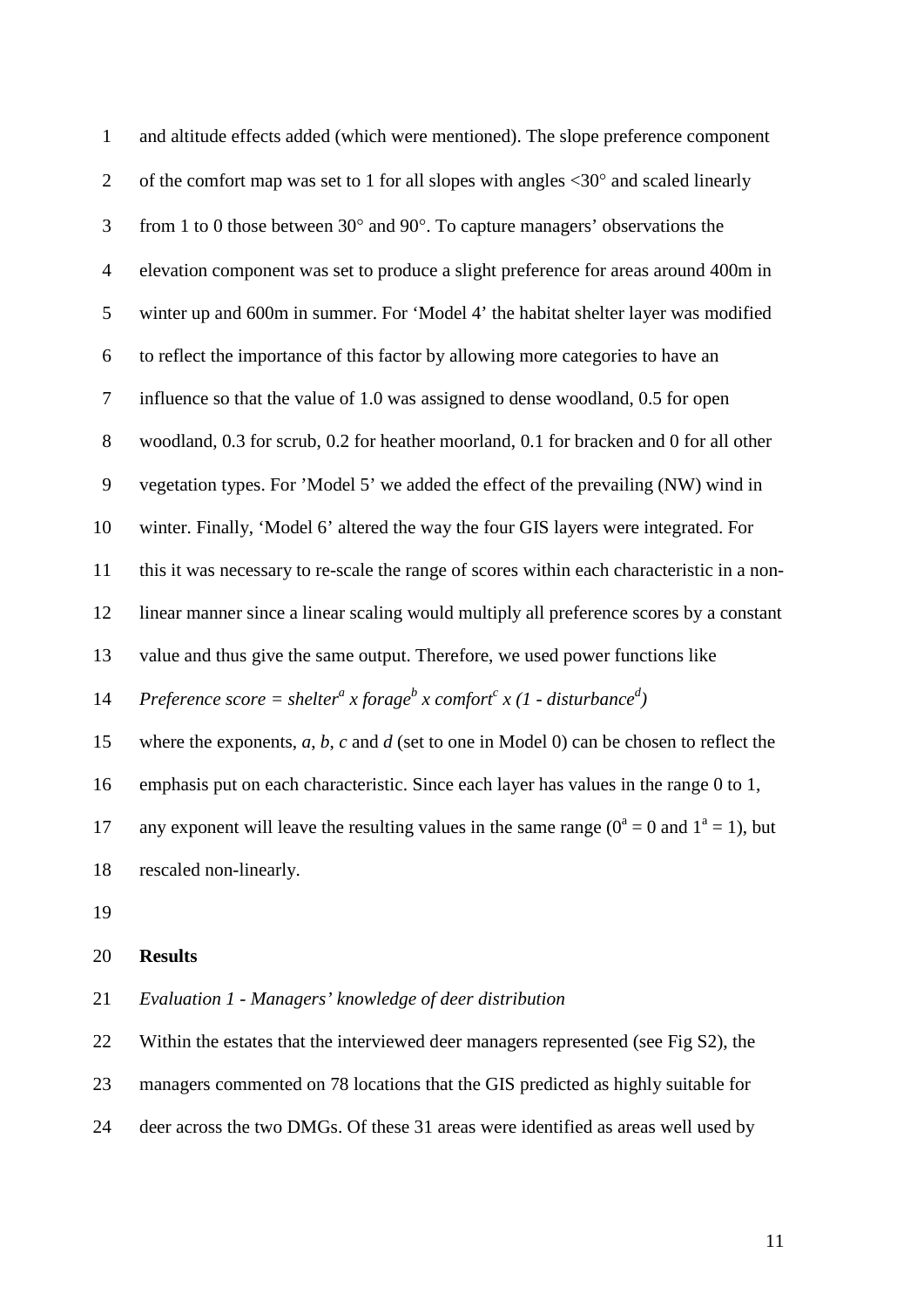and altitude effects added (which were mentioned). The slope preference component of the comfort map was set to 1 for all slopes with angles <30° and scaled linearly from 1 to 0 those between 30° and 90°. To capture managers' observations the elevation component was set to produce a slight preference for areas around 400m in winter up and 600m in summer. For 'Model 4' the habitat shelter layer was modified to reflect the importance of this factor by allowing more categories to have an influence so that the value of 1.0 was assigned to dense woodland, 0.5 for open woodland, 0.3 for scrub, 0.2 for heather moorland, 0.1 for bracken and 0 for all other vegetation types. For 'Model 5' we added the effect of the prevailing (NW) wind in winter. Finally, 'Model 6' altered the way the four GIS layers were integrated. For this it was necessary to re-scale the range of scores within each characteristic in a non-linear manner since a linear scaling would multiply all preference scores by a constant value and thus give the same output. Therefore, we used power functions like

$$\textit{Preference score} = \textit{shelter}^a \times \textit{forage}^b \times \textit{comfort}^c \times (1 - \textit{disturbance}^d)$$

where the exponents, $a$, $b$, $c$ and $d$ (set to one in Model 0) can be chosen to reflect the emphasis put on each characteristic. Since each layer has values in the range 0 to 1, any exponent will leave the resulting values in the same range ($0^a = 0$ and $1^a = 1$), but rescaled non-linearly.

## Results

*Evaluation 1 - Managers' knowledge of deer distribution*

Within the estates that the interviewed deer managers represented (see Fig S2), the managers commented on 78 locations that the GIS predicted as highly suitable for deer across the two DMGs. Of these 31 areas were identified as areas well used by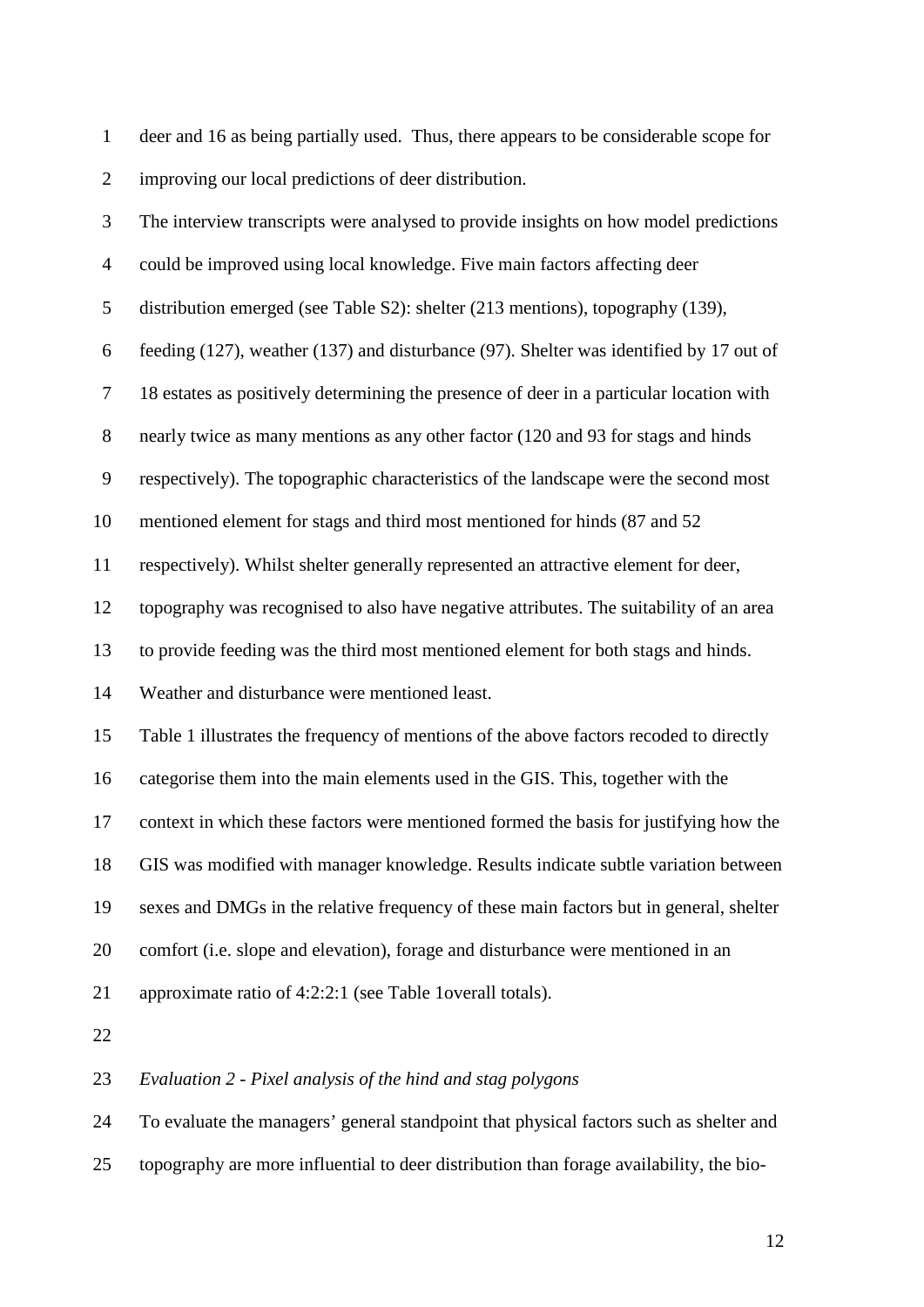deer and 16 as being partially used. Thus, there appears to be considerable scope for improving our local predictions of deer distribution.

The interview transcripts were analysed to provide insights on how model predictions could be improved using local knowledge. Five main factors affecting deer distribution emerged (see Table S2): shelter (213 mentions), topography (139), feeding (127), weather (137) and disturbance (97). Shelter was identified by 17 out of 18 estates as positively determining the presence of deer in a particular location with nearly twice as many mentions as any other factor (120 and 93 for stags and hinds respectively). The topographic characteristics of the landscape were the second most mentioned element for stags and third most mentioned for hinds (87 and 52 respectively). Whilst shelter generally represented an attractive element for deer, topography was recognised to also have negative attributes. The suitability of an area to provide feeding was the third most mentioned element for both stags and hinds. Weather and disturbance were mentioned least.

Table 1 illustrates the frequency of mentions of the above factors recoded to directly categorise them into the main elements used in the GIS. This, together with the context in which these factors were mentioned formed the basis for justifying how the GIS was modified with manager knowledge. Results indicate subtle variation between sexes and DMGs in the relative frequency of these main factors but in general, shelter comfort (i.e. slope and elevation), forage and disturbance were mentioned in an approximate ratio of 4:2:2:1 (see Table 1overall totals).

*Evaluation 2 - Pixel analysis of the hind and stag polygons*

To evaluate the managers' general standpoint that physical factors such as shelter and topography are more influential to deer distribution than forage availability, the bio-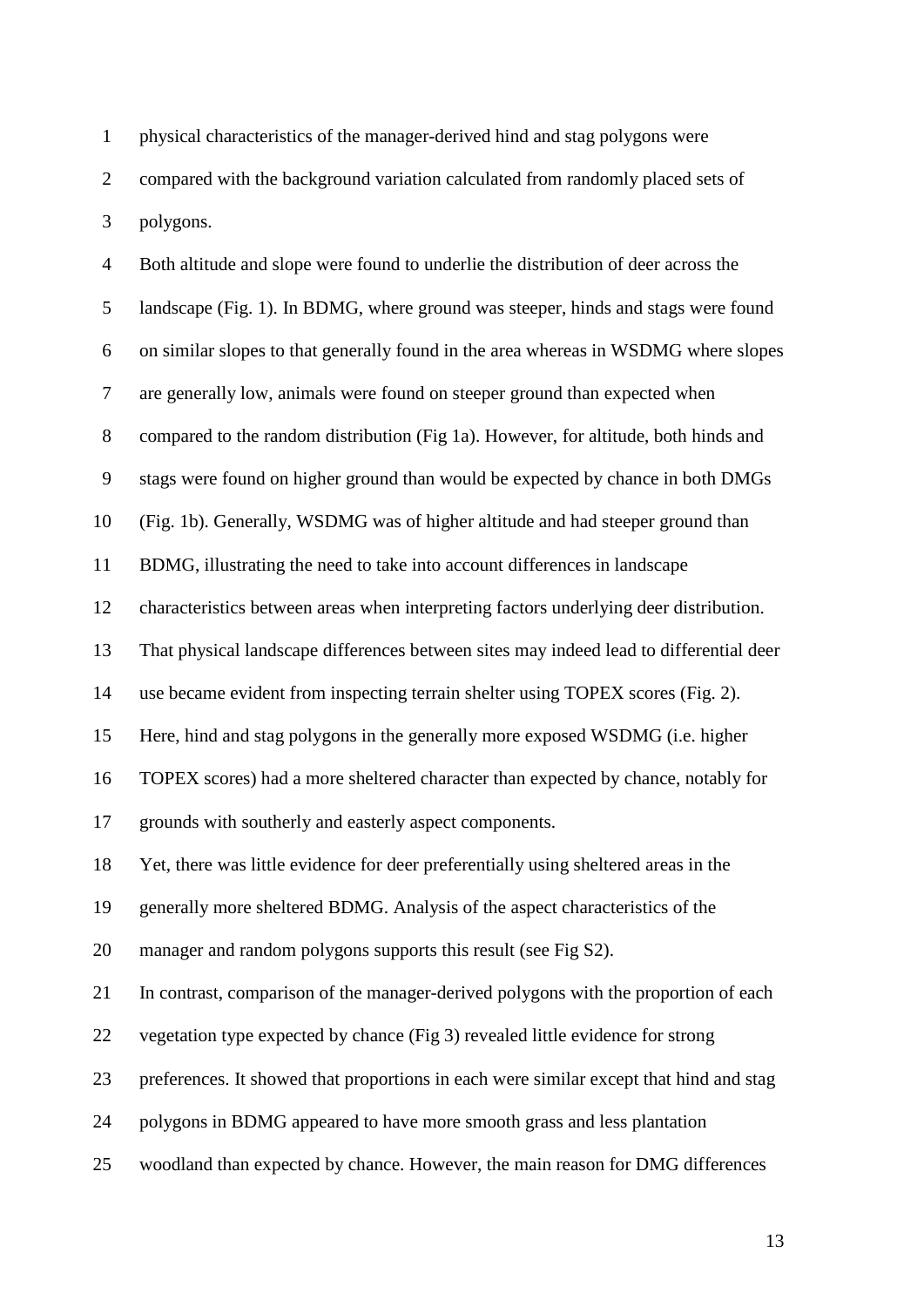physical characteristics of the manager-derived hind and stag polygons were compared with the background variation calculated from randomly placed sets of polygons.

Both altitude and slope were found to underlie the distribution of deer across the landscape (Fig. 1). In BDMG, where ground was steeper, hinds and stags were found on similar slopes to that generally found in the area whereas in WSDMG where slopes are generally low, animals were found on steeper ground than expected when compared to the random distribution (Fig 1a). However, for altitude, both hinds and stags were found on higher ground than would be expected by chance in both DMGs (Fig. 1b). Generally, WSDMG was of higher altitude and had steeper ground than BDMG, illustrating the need to take into account differences in landscape characteristics between areas when interpreting factors underlying deer distribution. That physical landscape differences between sites may indeed lead to differential deer use became evident from inspecting terrain shelter using TOPEX scores (Fig. 2). Here, hind and stag polygons in the generally more exposed WSDMG (i.e. higher TOPEX scores) had a more sheltered character than expected by chance, notably for grounds with southerly and easterly aspect components.

Yet, there was little evidence for deer preferentially using sheltered areas in the generally more sheltered BDMG. Analysis of the aspect characteristics of the manager and random polygons supports this result (see Fig S2).

In contrast, comparison of the manager-derived polygons with the proportion of each vegetation type expected by chance (Fig 3) revealed little evidence for strong preferences. It showed that proportions in each were similar except that hind and stag polygons in BDMG appeared to have more smooth grass and less plantation woodland than expected by chance. However, the main reason for DMG differences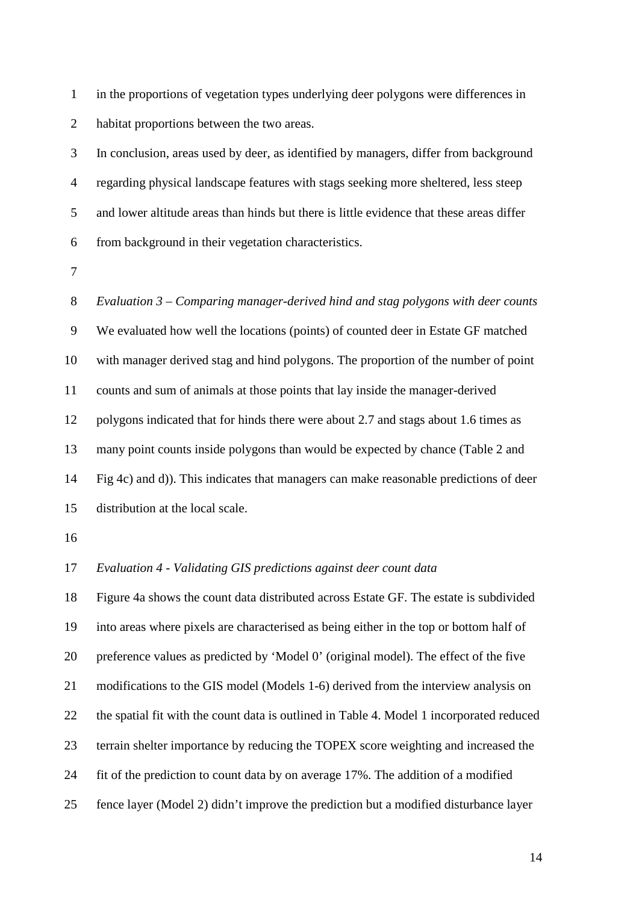in the proportions of vegetation types underlying deer polygons were differences in habitat proportions between the two areas.

In conclusion, areas used by deer, as identified by managers, differ from background regarding physical landscape features with stags seeking more sheltered, less steep and lower altitude areas than hinds but there is little evidence that these areas differ from background in their vegetation characteristics.

*Evaluation 3 – Comparing manager-derived hind and stag polygons with deer counts*

We evaluated how well the locations (points) of counted deer in Estate GF matched with manager derived stag and hind polygons. The proportion of the number of point counts and sum of animals at those points that lay inside the manager-derived polygons indicated that for hinds there were about 2.7 and stags about 1.6 times as many point counts inside polygons than would be expected by chance (Table 2 and Fig 4c) and d)). This indicates that managers can make reasonable predictions of deer distribution at the local scale.

*Evaluation 4 - Validating GIS predictions against deer count data*

Figure 4a shows the count data distributed across Estate GF. The estate is subdivided into areas where pixels are characterised as being either in the top or bottom half of preference values as predicted by 'Model 0' (original model). The effect of the five modifications to the GIS model (Models 1-6) derived from the interview analysis on the spatial fit with the count data is outlined in Table 4. Model 1 incorporated reduced terrain shelter importance by reducing the TOPEX score weighting and increased the fit of the prediction to count data by on average 17%. The addition of a modified fence layer (Model 2) didn't improve the prediction but a modified disturbance layer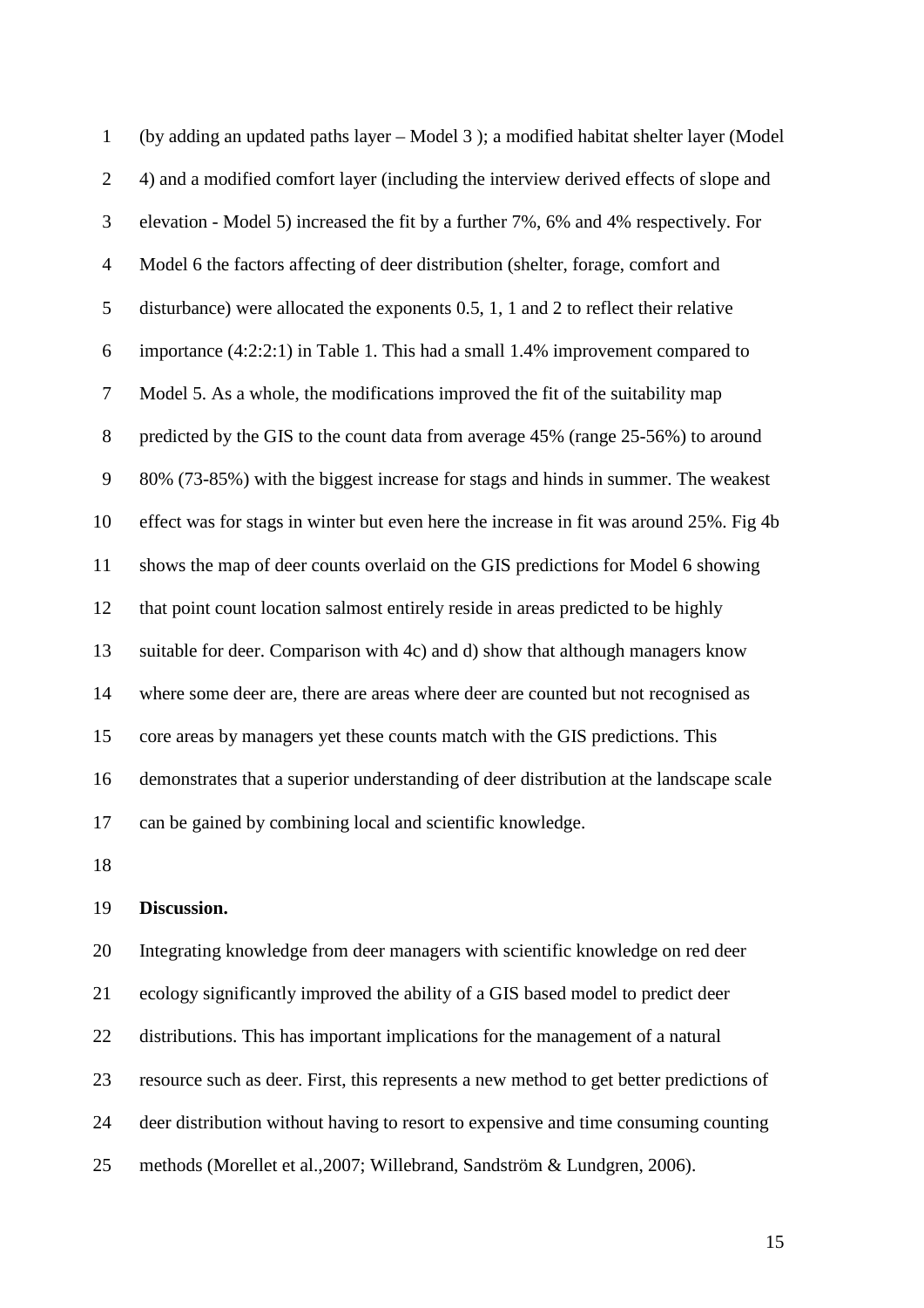(by adding an updated paths layer – Model 3 ); a modified habitat shelter layer (Model 4) and a modified comfort layer (including the interview derived effects of slope and elevation - Model 5) increased the fit by a further 7%, 6% and 4% respectively. For Model 6 the factors affecting of deer distribution (shelter, forage, comfort and disturbance) were allocated the exponents 0.5, 1, 1 and 2 to reflect their relative importance (4:2:2:1) in Table 1. This had a small 1.4% improvement compared to Model 5. As a whole, the modifications improved the fit of the suitability map predicted by the GIS to the count data from average 45% (range 25-56%) to around 80% (73-85%) with the biggest increase for stags and hinds in summer. The weakest effect was for stags in winter but even here the increase in fit was around 25%. Fig 4b shows the map of deer counts overlaid on the GIS predictions for Model 6 showing that point count location salmost entirely reside in areas predicted to be highly suitable for deer. Comparison with 4c) and d) show that although managers know where some deer are, there are areas where deer are counted but not recognised as core areas by managers yet these counts match with the GIS predictions. This demonstrates that a superior understanding of deer distribution at the landscape scale can be gained by combining local and scientific knowledge.

**Discussion.**

Integrating knowledge from deer managers with scientific knowledge on red deer ecology significantly improved the ability of a GIS based model to predict deer distributions. This has important implications for the management of a natural resource such as deer. First, this represents a new method to get better predictions of deer distribution without having to resort to expensive and time consuming counting methods (Morellet et al.,2007; Willebrand, Sandström & Lundgren, 2006).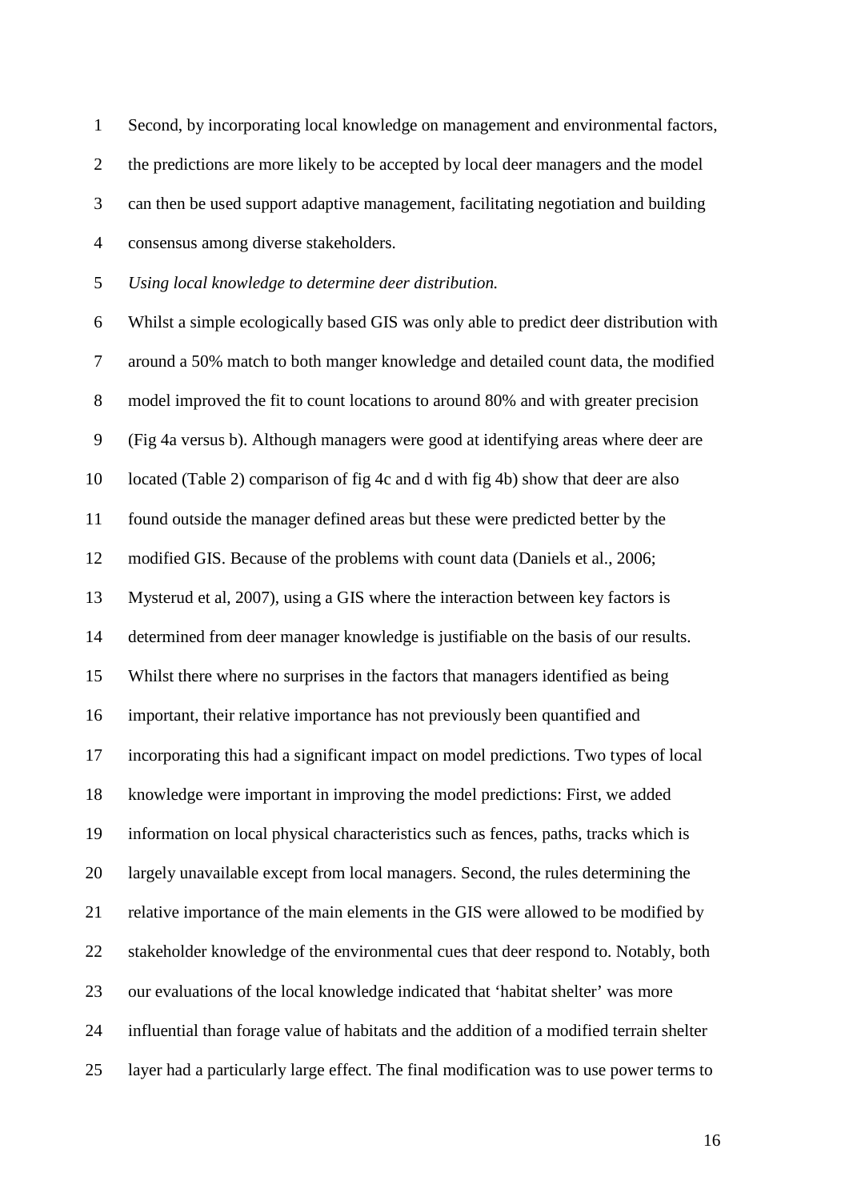Second, by incorporating local knowledge on management and environmental factors, the predictions are more likely to be accepted by local deer managers and the model can then be used support adaptive management, facilitating negotiation and building consensus among diverse stakeholders.

*Using local knowledge to determine deer distribution.*

Whilst a simple ecologically based GIS was only able to predict deer distribution with around a 50% match to both manger knowledge and detailed count data, the modified model improved the fit to count locations to around 80% and with greater precision (Fig 4a versus b). Although managers were good at identifying areas where deer are located (Table 2) comparison of fig 4c and d with fig 4b) show that deer are also found outside the manager defined areas but these were predicted better by the modified GIS. Because of the problems with count data (Daniels et al., 2006; Mysterud et al, 2007), using a GIS where the interaction between key factors is determined from deer manager knowledge is justifiable on the basis of our results. Whilst there where no surprises in the factors that managers identified as being important, their relative importance has not previously been quantified and incorporating this had a significant impact on model predictions. Two types of local knowledge were important in improving the model predictions: First, we added information on local physical characteristics such as fences, paths, tracks which is largely unavailable except from local managers. Second, the rules determining the relative importance of the main elements in the GIS were allowed to be modified by stakeholder knowledge of the environmental cues that deer respond to. Notably, both our evaluations of the local knowledge indicated that 'habitat shelter' was more influential than forage value of habitats and the addition of a modified terrain shelter layer had a particularly large effect. The final modification was to use power terms to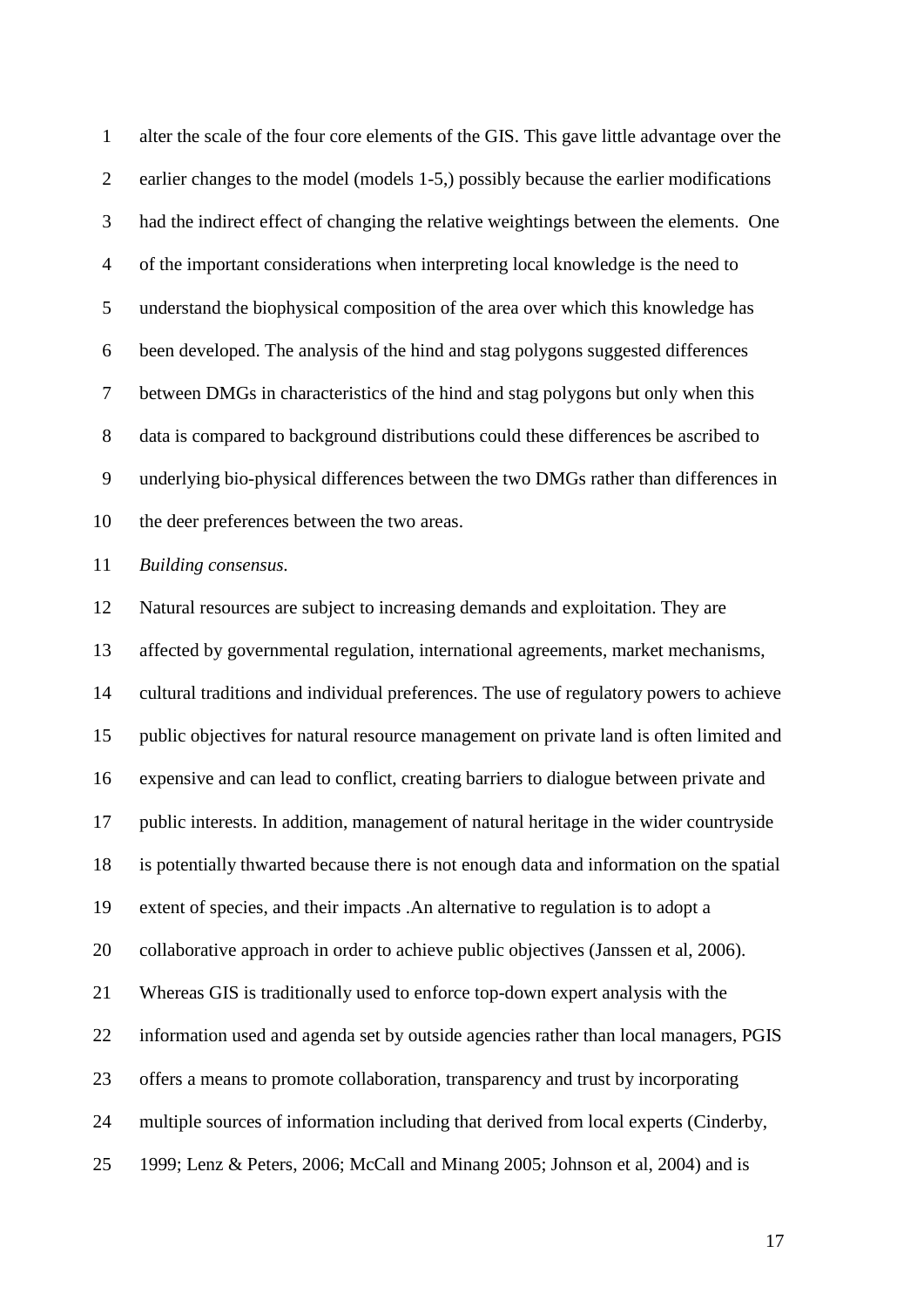alter the scale of the four core elements of the GIS. This gave little advantage over the earlier changes to the model (models 1-5,) possibly because the earlier modifications had the indirect effect of changing the relative weightings between the elements. One of the important considerations when interpreting local knowledge is the need to understand the biophysical composition of the area over which this knowledge has been developed. The analysis of the hind and stag polygons suggested differences between DMGs in characteristics of the hind and stag polygons but only when this data is compared to background distributions could these differences be ascribed to underlying bio-physical differences between the two DMGs rather than differences in the deer preferences between the two areas.

*Building consensus.*

Natural resources are subject to increasing demands and exploitation. They are affected by governmental regulation, international agreements, market mechanisms, cultural traditions and individual preferences. The use of regulatory powers to achieve public objectives for natural resource management on private land is often limited and expensive and can lead to conflict, creating barriers to dialogue between private and public interests. In addition, management of natural heritage in the wider countryside is potentially thwarted because there is not enough data and information on the spatial extent of species, and their impacts .An alternative to regulation is to adopt a collaborative approach in order to achieve public objectives (Janssen et al, 2006). Whereas GIS is traditionally used to enforce top-down expert analysis with the information used and agenda set by outside agencies rather than local managers, PGIS offers a means to promote collaboration, transparency and trust by incorporating multiple sources of information including that derived from local experts (Cinderby, 1999; Lenz & Peters, 2006; McCall and Minang 2005; Johnson et al, 2004) and is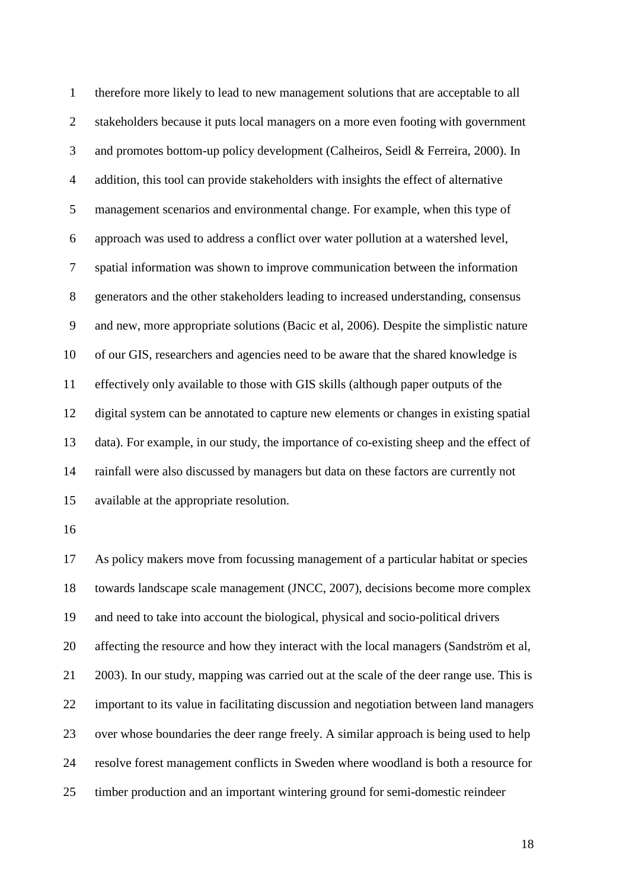therefore more likely to lead to new management solutions that are acceptable to all stakeholders because it puts local managers on a more even footing with government and promotes bottom-up policy development (Calheiros, Seidl & Ferreira, 2000). In addition, this tool can provide stakeholders with insights the effect of alternative management scenarios and environmental change. For example, when this type of approach was used to address a conflict over water pollution at a watershed level, spatial information was shown to improve communication between the information generators and the other stakeholders leading to increased understanding, consensus and new, more appropriate solutions (Bacic et al, 2006). Despite the simplistic nature of our GIS, researchers and agencies need to be aware that the shared knowledge is effectively only available to those with GIS skills (although paper outputs of the digital system can be annotated to capture new elements or changes in existing spatial data). For example, in our study, the importance of co-existing sheep and the effect of rainfall were also discussed by managers but data on these factors are currently not available at the appropriate resolution.

As policy makers move from focussing management of a particular habitat or species towards landscape scale management (JNCC, 2007), decisions become more complex and need to take into account the biological, physical and socio-political drivers affecting the resource and how they interact with the local managers (Sandström et al, 2003). In our study, mapping was carried out at the scale of the deer range use. This is important to its value in facilitating discussion and negotiation between land managers over whose boundaries the deer range freely. A similar approach is being used to help resolve forest management conflicts in Sweden where woodland is both a resource for timber production and an important wintering ground for semi-domestic reindeer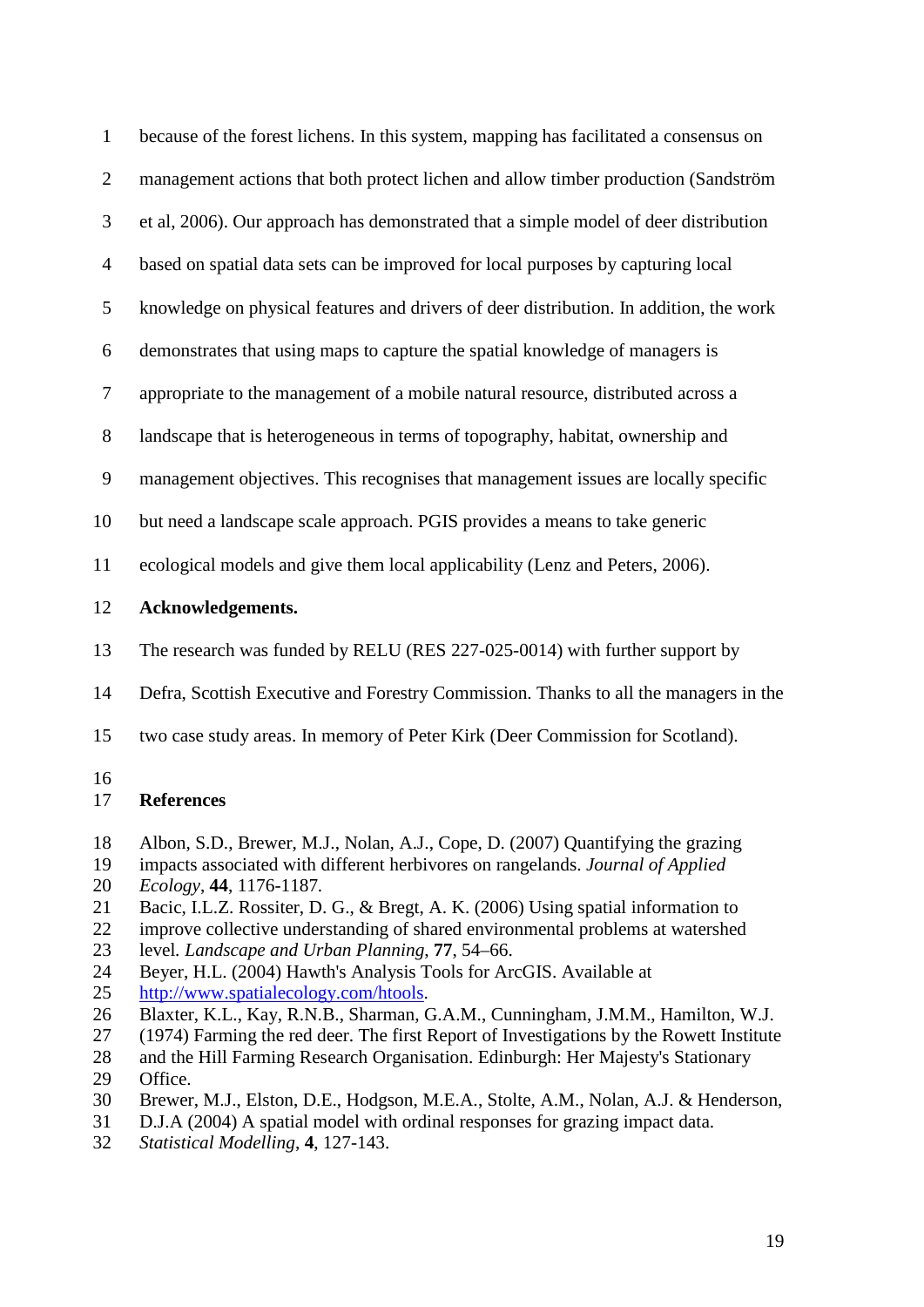because of the forest lichens. In this system, mapping has facilitated a consensus on management actions that both protect lichen and allow timber production (Sandström et al, 2006). Our approach has demonstrated that a simple model of deer distribution based on spatial data sets can be improved for local purposes by capturing local knowledge on physical features and drivers of deer distribution. In addition, the work demonstrates that using maps to capture the spatial knowledge of managers is appropriate to the management of a mobile natural resource, distributed across a landscape that is heterogeneous in terms of topography, habitat, ownership and management objectives. This recognises that management issues are locally specific but need a landscape scale approach. PGIS provides a means to take generic ecological models and give them local applicability (Lenz and Peters, 2006).

## Acknowledgements.

The research was funded by RELU (RES 227-025-0014) with further support by Defra, Scottish Executive and Forestry Commission. Thanks to all the managers in the two case study areas. In memory of Peter Kirk (Deer Commission for Scotland).

## References

Albon, S.D., Brewer, M.J., Nolan, A.J., Cope, D. (2007) Quantifying the grazing impacts associated with different herbivores on rangelands. *Journal of Applied Ecology*, **44**, 1176-1187.

Bacic, I.L.Z. Rossiter, D. G., & Bregt, A. K. (2006) Using spatial information to improve collective understanding of shared environmental problems at watershed level. *Landscape and Urban Planning*, **77**, 54–66.

Beyer, H.L. (2004) Hawth's Analysis Tools for ArcGIS. Available at http://www.spatialecology.com/htools.

Blaxter, K.L., Kay, R.N.B., Sharman, G.A.M., Cunningham, J.M.M., Hamilton, W.J. (1974) Farming the red deer. The first Report of Investigations by the Rowett Institute and the Hill Farming Research Organisation. Edinburgh: Her Majesty's Stationary Office.

Brewer, M.J., Elston, D.E., Hodgson, M.E.A., Stolte, A.M., Nolan, A.J. & Henderson, D.J.A (2004) A spatial model with ordinal responses for grazing impact data. *Statistical Modelling*, **4**, 127-143.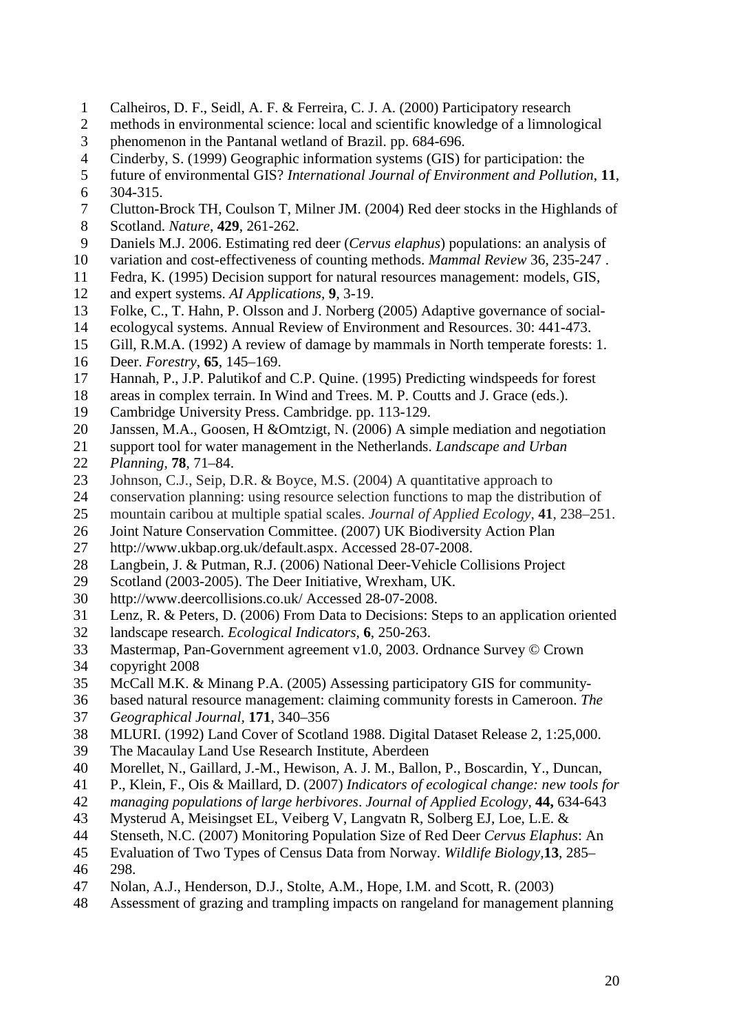Calheiros, D. F., Seidl, A. F. & Ferreira, C. J. A. (2000) Participatory research methods in environmental science: local and scientific knowledge of a limnological phenomenon in the Pantanal wetland of Brazil. pp. 684-696.

Cinderby, S. (1999) Geographic information systems (GIS) for participation: the future of environmental GIS? *International Journal of Environment and Pollution*, **11**, 304-315.

Clutton-Brock TH, Coulson T, Milner JM. (2004) Red deer stocks in the Highlands of Scotland. *Nature*, **429**, 261-262.

Daniels M.J. 2006. Estimating red deer (*Cervus elaphus*) populations: an analysis of variation and cost-effectiveness of counting methods. *Mammal Review* 36, 235-247 .

Fedra, K. (1995) Decision support for natural resources management: models, GIS, and expert systems. *AI Applications*, **9**, 3-19.

Folke, C., T. Hahn, P. Olsson and J. Norberg (2005) Adaptive governance of social-ecologycal systems. Annual Review of Environment and Resources. 30: 441-473.

Gill, R.M.A. (1992) A review of damage by mammals in North temperate forests: 1. Deer. *Forestry*, **65**, 145–169.

Hannah, P., J.P. Palutikof and C.P. Quine. (1995) Predicting windspeeds for forest areas in complex terrain. In Wind and Trees. M. P. Coutts and J. Grace (eds.). Cambridge University Press. Cambridge. pp. 113-129.

Janssen, M.A., Goosen, H &Omtzigt, N. (2006) A simple mediation and negotiation support tool for water management in the Netherlands. *Landscape and Urban Planning*, **78**, 71–84.

Johnson, C.J., Seip, D.R. & Boyce, M.S. (2004) A quantitative approach to conservation planning: using resource selection functions to map the distribution of mountain caribou at multiple spatial scales. *Journal of Applied Ecology*, **41**, 238–251.

Joint Nature Conservation Committee. (2007) UK Biodiversity Action Plan http://www.ukbap.org.uk/default.aspx. Accessed 28-07-2008.

Langbein, J. & Putman, R.J. (2006) National Deer-Vehicle Collisions Project Scotland (2003-2005). The Deer Initiative, Wrexham, UK. http://www.deercollisions.co.uk/ Accessed 28-07-2008.

Lenz, R. & Peters, D. (2006) From Data to Decisions: Steps to an application oriented landscape research. *Ecological Indicators*, **6**, 250-263.

Mastermap, Pan-Government agreement v1.0, 2003. Ordnance Survey © Crown copyright 2008

McCall M.K. & Minang P.A. (2005) Assessing participatory GIS for community-based natural resource management: claiming community forests in Cameroon. *The Geographical Journal*, **171**, 340–356

MLURI. (1992) Land Cover of Scotland 1988. Digital Dataset Release 2, 1:25,000. The Macaulay Land Use Research Institute, Aberdeen

Morellet, N., Gaillard, J.-M., Hewison, A. J. M., Ballon, P., Boscardin, Y., Duncan, P., Klein, F., Ois & Maillard, D. (2007) *Indicators of ecological change: new tools for managing populations of large herbivores*. *Journal of Applied Ecology*, **44,** 634-643

Mysterud A, Meisingset EL, Veiberg V, Langvatn R, Solberg EJ, Loe, L.E. & Stenseth, N.C. (2007) Monitoring Population Size of Red Deer *Cervus Elaphus*: An Evaluation of Two Types of Census Data from Norway. *Wildlife Biology*,**13**, 285–298.

Nolan, A.J., Henderson, D.J., Stolte, A.M., Hope, I.M. and Scott, R. (2003) Assessment of grazing and trampling impacts on rangeland for management planning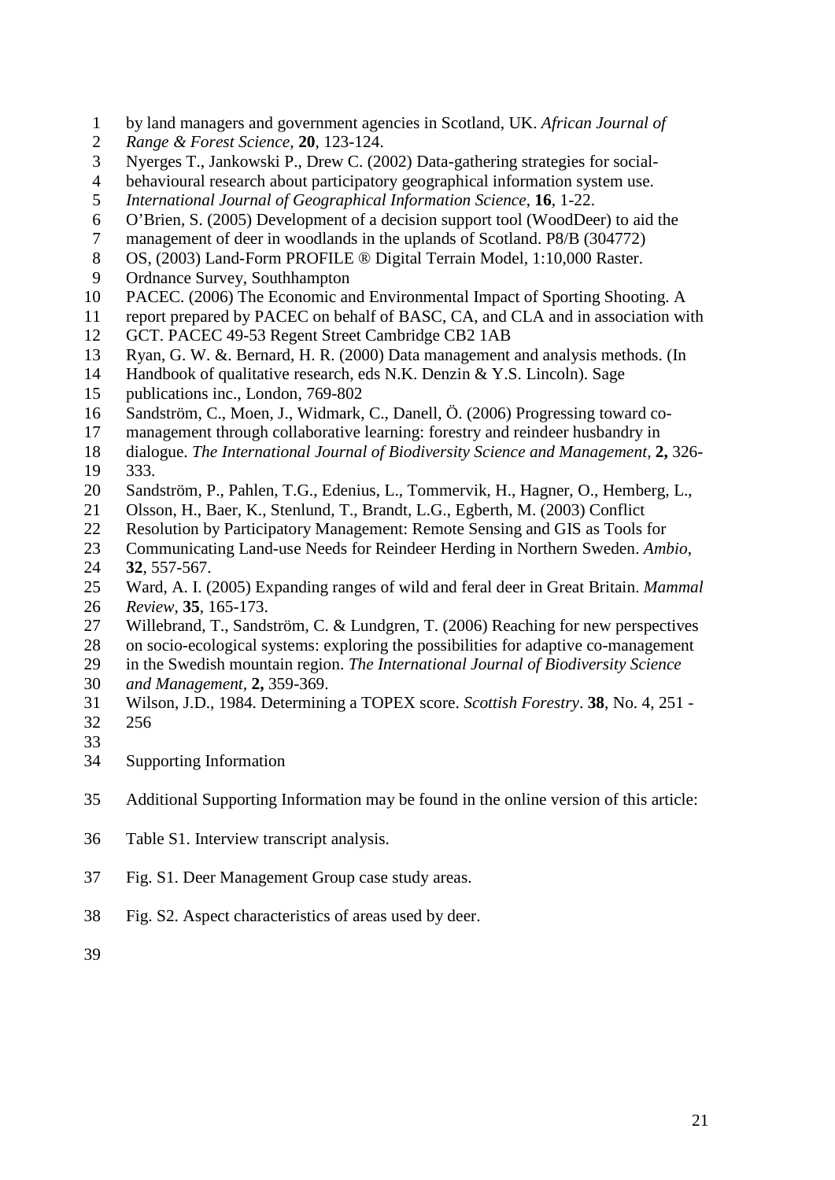by land managers and government agencies in Scotland, UK. *African Journal of Range & Forest Science*, **20**, 123-124.

Nyerges T., Jankowski P., Drew C. (2002) Data-gathering strategies for social-behavioural research about participatory geographical information system use. *International Journal of Geographical Information Science*, **16**, 1-22.

O'Brien, S. (2005) Development of a decision support tool (WoodDeer) to aid the management of deer in woodlands in the uplands of Scotland. P8/B (304772)

OS, (2003) Land-Form PROFILE ® Digital Terrain Model, 1:10,000 Raster. Ordnance Survey, Southhampton

PACEC. (2006) The Economic and Environmental Impact of Sporting Shooting. A report prepared by PACEC on behalf of BASC, CA, and CLA and in association with GCT. PACEC 49-53 Regent Street Cambridge CB2 1AB

Ryan, G. W. &. Bernard, H. R. (2000) Data management and analysis methods. (In Handbook of qualitative research, eds N.K. Denzin & Y.S. Lincoln). Sage publications inc., London, 769-802

Sandström, C., Moen, J., Widmark, C., Danell, Ö. (2006) Progressing toward co-management through collaborative learning: forestry and reindeer husbandry in dialogue. *The International Journal of Biodiversity Science and Management*, **2,** 326-333.

Sandström, P., Pahlen, T.G., Edenius, L., Tommervik, H., Hagner, O., Hemberg, L., Olsson, H., Baer, K., Stenlund, T., Brandt, L.G., Egberth, M. (2003) Conflict Resolution by Participatory Management: Remote Sensing and GIS as Tools for Communicating Land-use Needs for Reindeer Herding in Northern Sweden. *Ambio*, **32**, 557-567.

Ward, A. I. (2005) Expanding ranges of wild and feral deer in Great Britain. *Mammal Review*, **35**, 165-173.

Willebrand, T., Sandström, C. & Lundgren, T. (2006) Reaching for new perspectives on socio-ecological systems: exploring the possibilities for adaptive co-management in the Swedish mountain region. *The International Journal of Biodiversity Science and Management*, **2,** 359-369.

Wilson, J.D., 1984. Determining a TOPEX score. *Scottish Forestry*. **38**, No. 4, 251 - 256

Supporting Information

Additional Supporting Information may be found in the online version of this article:

Table S1. Interview transcript analysis.

Fig. S1. Deer Management Group case study areas.

Fig. S2. Aspect characteristics of areas used by deer.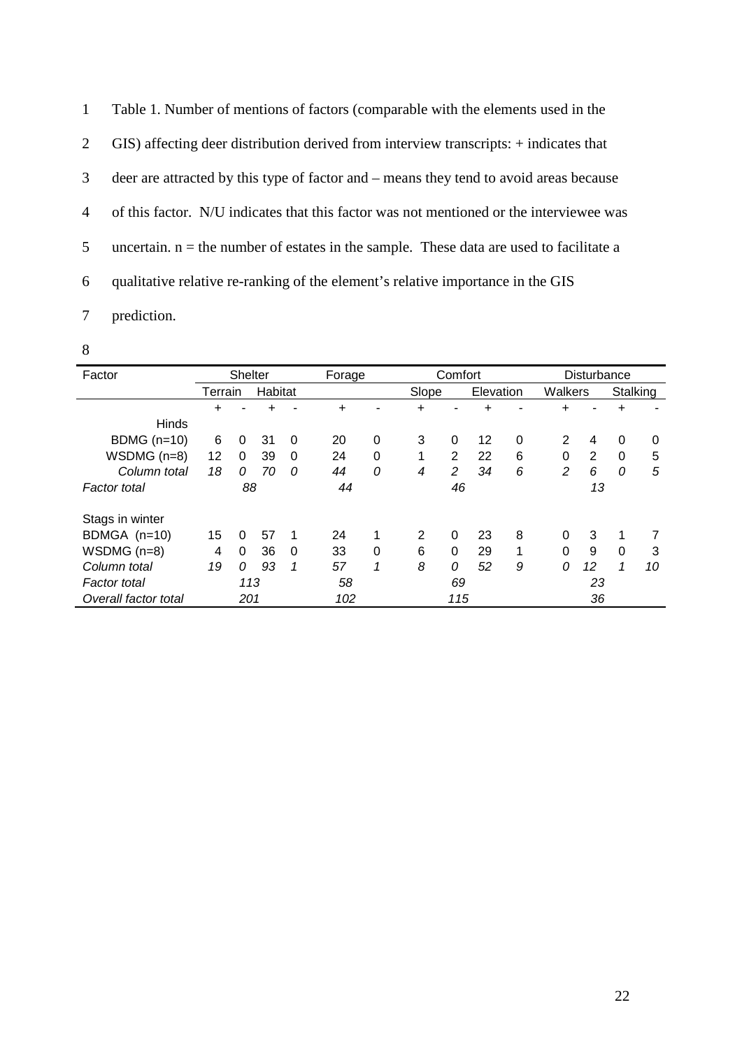Table 1. Number of mentions of factors (comparable with the elements used in the GIS) affecting deer distribution derived from interview transcripts: + indicates that deer are attracted by this type of factor and – means they tend to avoid areas because of this factor. N/U indicates that this factor was not mentioned or the interviewee was uncertain. n = the number of estates in the sample. These data are used to facilitate a qualitative relative re-ranking of the element's relative importance in the GIS prediction.

| Factor | Shelter | | | | Forage | | Comfort | | | | Disturbance | | | |
|---|---|---|---|---|---|---|---|---|---|---|---|---|---|---|
| | Terrain | | Habitat | | | | Slope | | Elevation | | Walkers | | Stalking | |
| | + | - | + | - | + | - | + | - | + | - | + | - | + | - |
| Hinds | | | | | | | | | | | | | | |
| BDMG (n=10) | 6 | 0 | 31 | 0 | 20 | 0 | 3 | 0 | 12 | 0 | 2 | 4 | 0 | 0 |
| WSDMG (n=8) | 12 | 0 | 39 | 0 | 24 | 0 | 1 | 2 | 22 | 6 | 0 | 2 | 0 | 5 |
| *Column total* | *18* | *0* | *70* | *0* | *44* | *0* | *4* | *2* | *34* | *6* | *2* | *6* | *0* | *5* |
| *Factor total* | *88* | | | | *44* | | *46* | | | | *13* | | | |
| Stags in winter | | | | | | | | | | | | | | |
| BDMGA (n=10) | 15 | 0 | 57 | 1 | 24 | 1 | 2 | 0 | 23 | 8 | 0 | 3 | 1 | 7 |
| WSDMG (n=8) | 4 | 0 | 36 | 0 | 33 | 0 | 6 | 0 | 29 | 1 | 0 | 9 | 0 | 3 |
| *Column total* | *19* | *0* | *93* | *1* | *57* | *1* | *8* | *0* | *52* | *9* | *0* | *12* | *1* | *10* |
| *Factor total* | *113* | | | | *58* | | *69* | | | | *23* | | | |
| *Overall factor total* | *201* | | | | *102* | | *115* | | | | *36* | | | |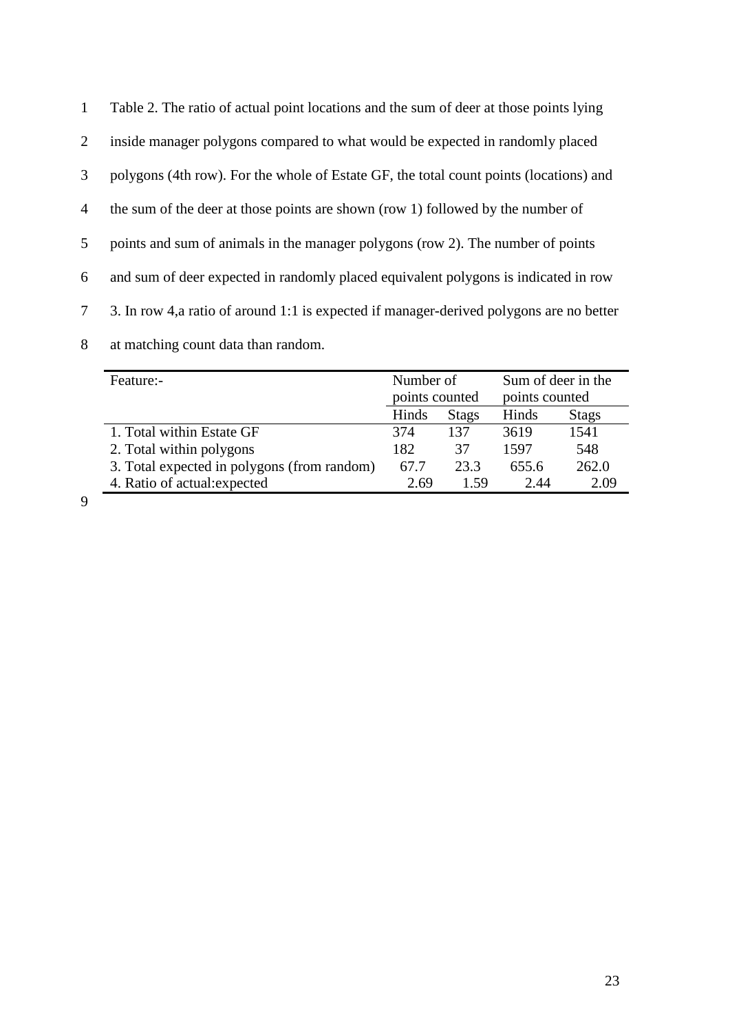Table 2. The ratio of actual point locations and the sum of deer at those points lying inside manager polygons compared to what would be expected in randomly placed polygons (4th row). For the whole of Estate GF, the total count points (locations) and the sum of the deer at those points are shown (row 1) followed by the number of points and sum of animals in the manager polygons (row 2). The number of points and sum of deer expected in randomly placed equivalent polygons is indicated in row 3. In row 4,a ratio of around 1:1 is expected if manager-derived polygons are no better at matching count data than random.

| Feature:- | Number of points counted | | Sum of deer in the points counted | |
|---|---|---|---|---|
| | Hinds | Stags | Hinds | Stags |
| 1. Total within Estate GF | 374 | 137 | 3619 | 1541 |
| 2. Total within polygons | 182 | 37 | 1597 | 548 |
| 3. Total expected in polygons (from random) | 67.7 | 23.3 | 655.6 | 262.0 |
| 4. Ratio of actual:expected | 2.69 | 1.59 | 2.44 | 2.09 |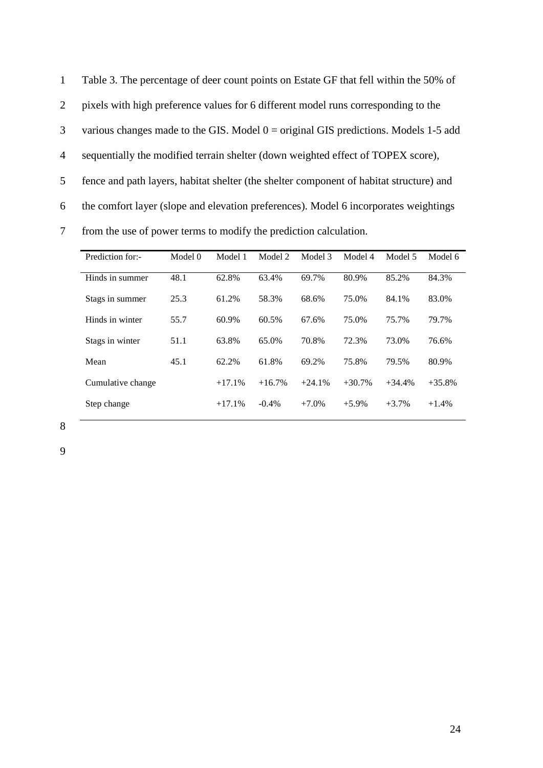Table 3. The percentage of deer count points on Estate GF that fell within the 50% of pixels with high preference values for 6 different model runs corresponding to the various changes made to the GIS. Model 0 = original GIS predictions. Models 1-5 add sequentially the modified terrain shelter (down weighted effect of TOPEX score), fence and path layers, habitat shelter (the shelter component of habitat structure) and the comfort layer (slope and elevation preferences). Model 6 incorporates weightings from the use of power terms to modify the prediction calculation.

| Prediction for:- | Model 0 | Model 1 | Model 2 | Model 3 | Model 4 | Model 5 | Model 6 |
|---|---|---|---|---|---|---|---|
| Hinds in summer | 48.1 | 62.8% | 63.4% | 69.7% | 80.9% | 85.2% | 84.3% |
| Stags in summer | 25.3 | 61.2% | 58.3% | 68.6% | 75.0% | 84.1% | 83.0% |
| Hinds in winter | 55.7 | 60.9% | 60.5% | 67.6% | 75.0% | 75.7% | 79.7% |
| Stags in winter | 51.1 | 63.8% | 65.0% | 70.8% | 72.3% | 73.0% | 76.6% |
| Mean | 45.1 | 62.2% | 61.8% | 69.2% | 75.8% | 79.5% | 80.9% |
| Cumulative change | | +17.1% | +16.7% | +24.1% | +30.7% | +34.4% | +35.8% |
| Step change | | +17.1% | -0.4% | +7.0% | +5.9% | +3.7% | +1.4% |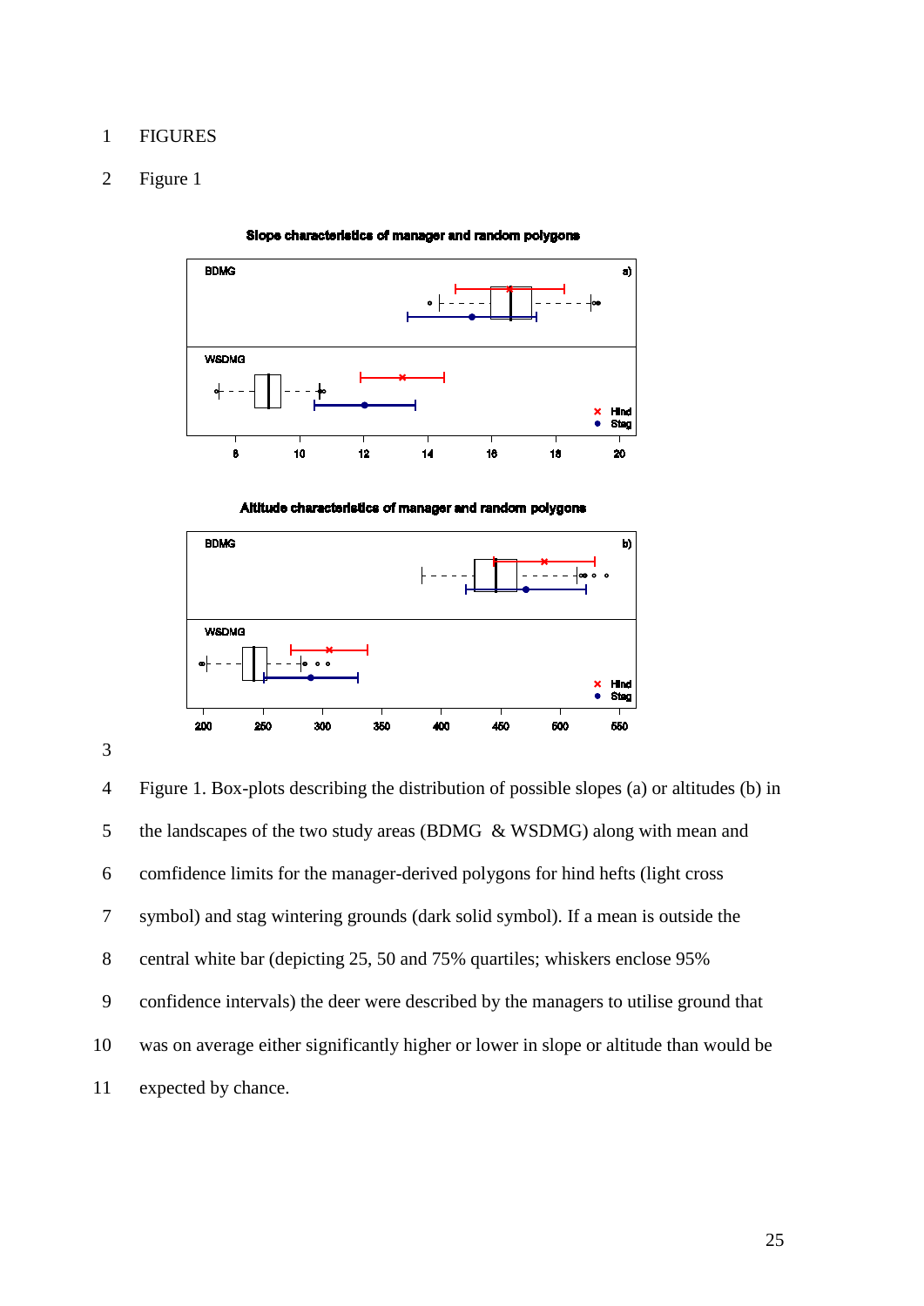FIGURES

Figure 1

Figure 1. Box-plots describing the distribution of possible slopes (a) or altitudes (b) in the landscapes of the two study areas (BDMG & WSDMG) along with mean and comfidence limits for the manager-derived polygons for hind hefts (light cross symbol) and stag wintering grounds (dark solid symbol). If a mean is outside the central white bar (depicting 25, 50 and 75% quartiles; whiskers enclose 95% confidence intervals) the deer were described by the managers to utilise ground that was on average either significantly higher or lower in slope or altitude than would be expected by chance.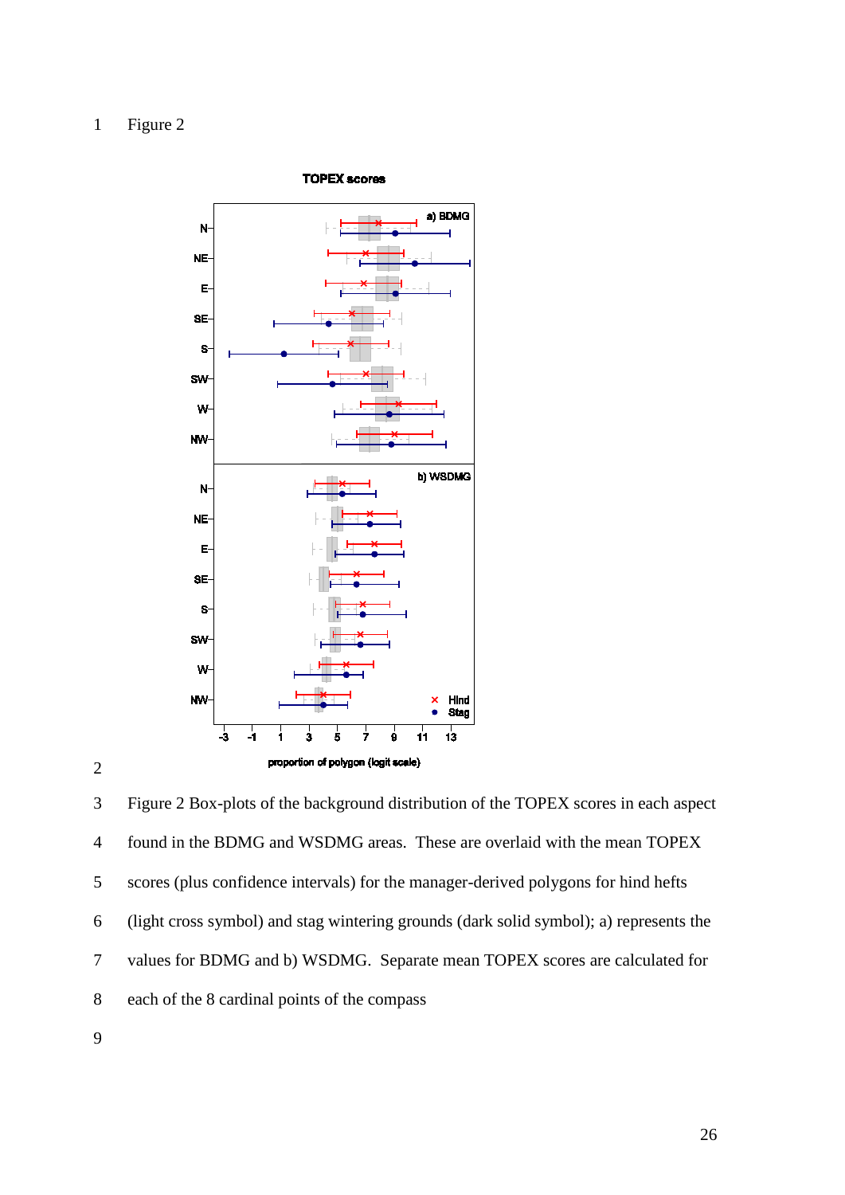Figure 2

Figure 2 Box-plots of the background distribution of the TOPEX scores in each aspect found in the BDMG and WSDMG areas. These are overlaid with the mean TOPEX scores (plus confidence intervals) for the manager-derived polygons for hind hefts (light cross symbol) and stag wintering grounds (dark solid symbol); a) represents the values for BDMG and b) WSDMG. Separate mean TOPEX scores are calculated for each of the 8 cardinal points of the compass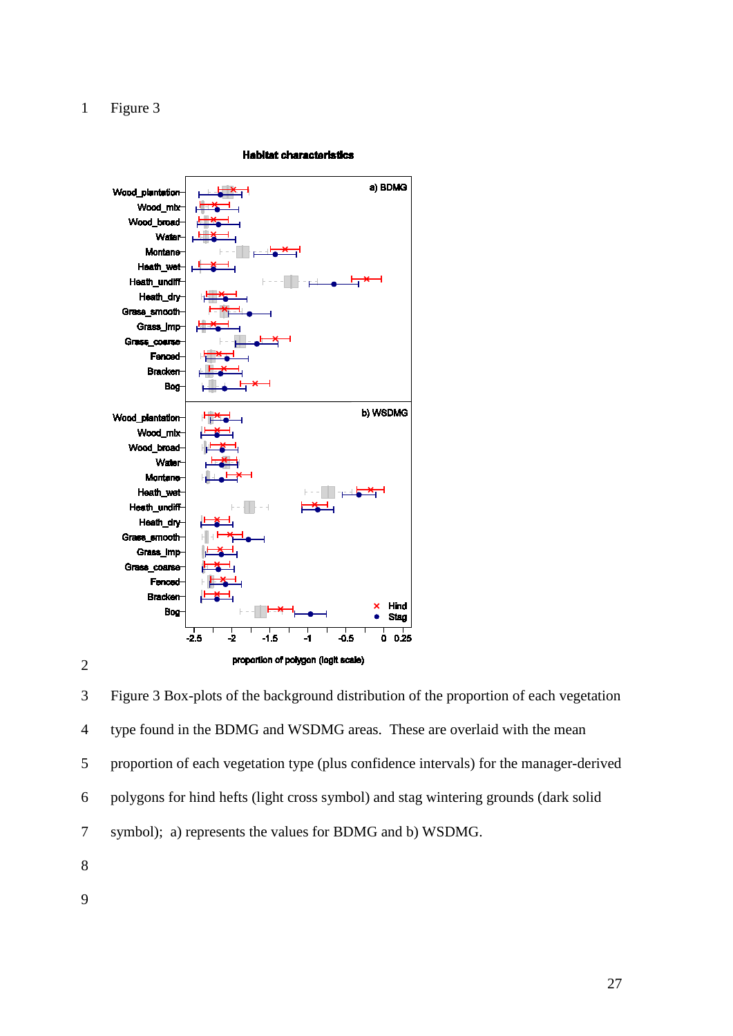Figure 3

Habitat characteristics

Figure 3 Box-plots of the background distribution of the proportion of each vegetation type found in the BDMG and WSDMG areas. These are overlaid with the mean proportion of each vegetation type (plus confidence intervals) for the manager-derived polygons for hind hefts (light cross symbol) and stag wintering grounds (dark solid symbol); a) represents the values for BDMG and b) WSDMG.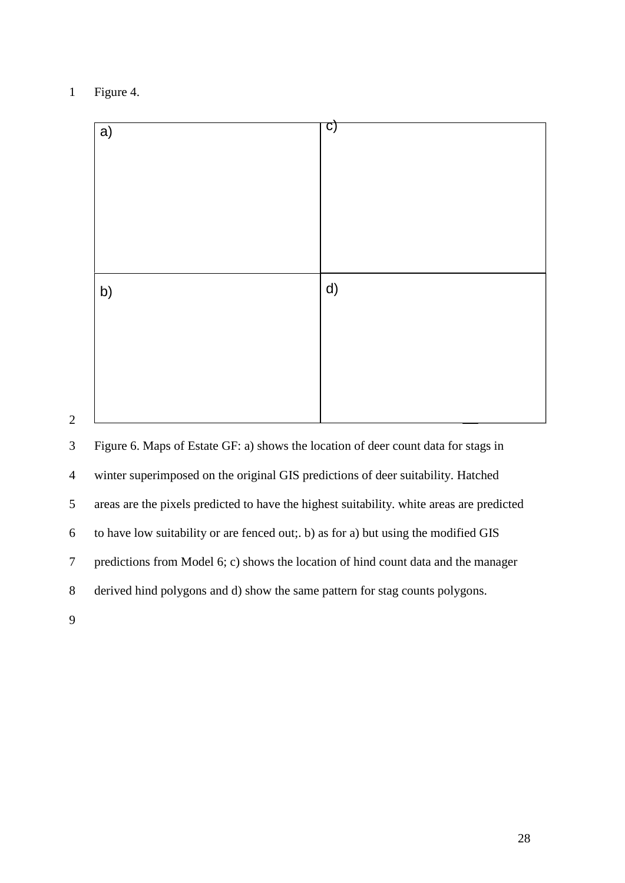Figure 4.

a)

c)

b)

d)

Figure 6. Maps of Estate GF: a) shows the location of deer count data for stags in winter superimposed on the original GIS predictions of deer suitability. Hatched areas are the pixels predicted to have the highest suitability. white areas are predicted to have low suitability or are fenced out;. b) as for a) but using the modified GIS predictions from Model 6; c) shows the location of hind count data and the manager derived hind polygons and d) show the same pattern for stag counts polygons.